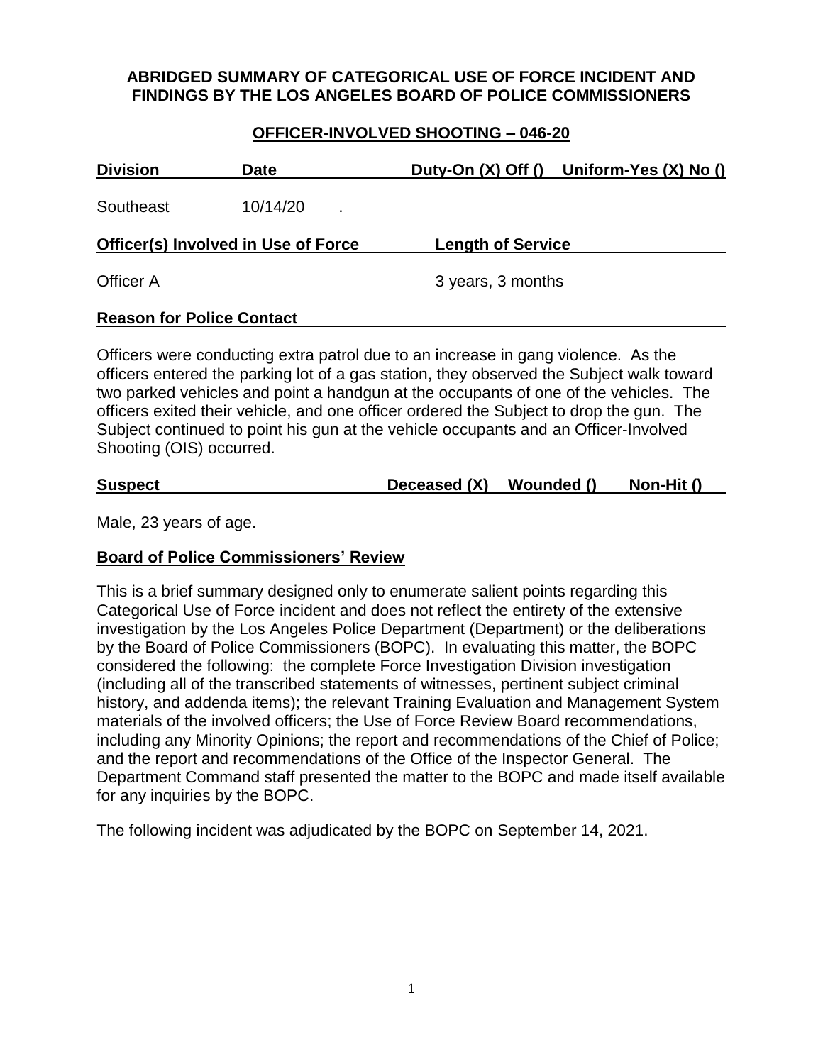**ABRIDGED SUMMARY OF CATEGORICAL USE OF FORCE INCIDENT AND FINDINGS BY THE LOS ANGELES BOARD OF POLICE COMMISSIONERS**

**OFFICER-INVOLVED SHOOTING – 046-20**

| Division | Date | Duty-On (X) Off () | Uniform-Yes (X) No () |
|---|---|---|---|
| Southeast | 10/14/20 . | | |

| Officer(s) Involved in Use of Force | Length of Service |
|---|---|
| Officer A | 3 years, 3 months |

**Reason for Police Contact**

Officers were conducting extra patrol due to an increase in gang violence. As the officers entered the parking lot of a gas station, they observed the Subject walk toward two parked vehicles and point a handgun at the occupants of one of the vehicles. The officers exited their vehicle, and one officer ordered the Subject to drop the gun. The Subject continued to point his gun at the vehicle occupants and an Officer-Involved Shooting (OIS) occurred.

| Suspect | Deceased (X) | Wounded () | Non-Hit () |
|---|---|---|---|

Male, 23 years of age.

**Board of Police Commissioners' Review**

This is a brief summary designed only to enumerate salient points regarding this Categorical Use of Force incident and does not reflect the entirety of the extensive investigation by the Los Angeles Police Department (Department) or the deliberations by the Board of Police Commissioners (BOPC). In evaluating this matter, the BOPC considered the following: the complete Force Investigation Division investigation (including all of the transcribed statements of witnesses, pertinent subject criminal history, and addenda items); the relevant Training Evaluation and Management System materials of the involved officers; the Use of Force Review Board recommendations, including any Minority Opinions; the report and recommendations of the Chief of Police; and the report and recommendations of the Office of the Inspector General. The Department Command staff presented the matter to the BOPC and made itself available for any inquiries by the BOPC.

The following incident was adjudicated by the BOPC on September 14, 2021.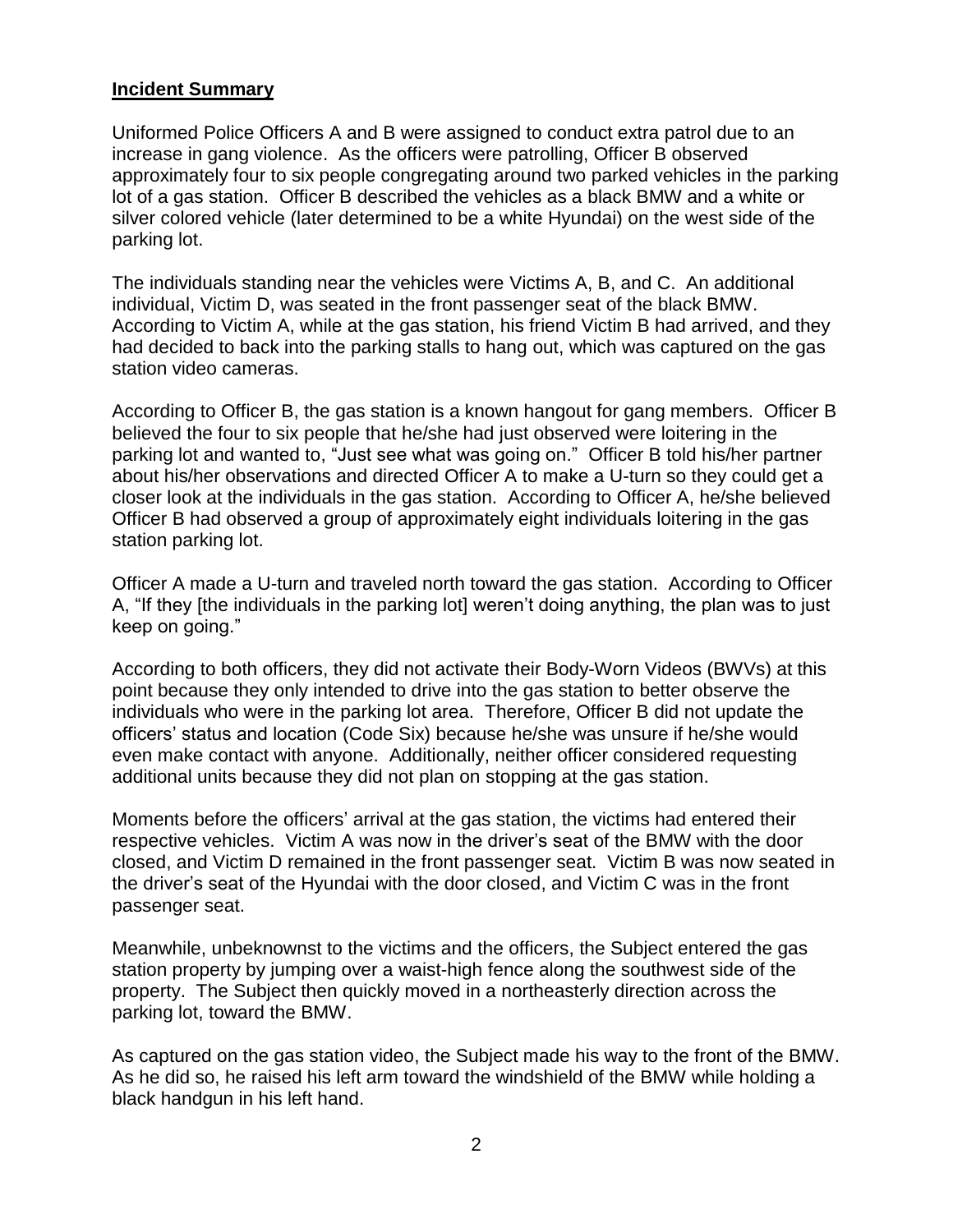## **Incident Summary**

Uniformed Police Officers A and B were assigned to conduct extra patrol due to an increase in gang violence. As the officers were patrolling, Officer B observed approximately four to six people congregating around two parked vehicles in the parking lot of a gas station. Officer B described the vehicles as a black BMW and a white or silver colored vehicle (later determined to be a white Hyundai) on the west side of the parking lot.

The individuals standing near the vehicles were Victims A, B, and C. An additional individual, Victim D, was seated in the front passenger seat of the black BMW. According to Victim A, while at the gas station, his friend Victim B had arrived, and they had decided to back into the parking stalls to hang out, which was captured on the gas station video cameras.

According to Officer B, the gas station is a known hangout for gang members. Officer B believed the four to six people that he/she had just observed were loitering in the parking lot and wanted to, "Just see what was going on." Officer B told his/her partner about his/her observations and directed Officer A to make a U-turn so they could get a closer look at the individuals in the gas station. According to Officer A, he/she believed Officer B had observed a group of approximately eight individuals loitering in the gas station parking lot.

Officer A made a U-turn and traveled north toward the gas station. According to Officer A, "If they [the individuals in the parking lot] weren't doing anything, the plan was to just keep on going."

According to both officers, they did not activate their Body-Worn Videos (BWVs) at this point because they only intended to drive into the gas station to better observe the individuals who were in the parking lot area. Therefore, Officer B did not update the officers' status and location (Code Six) because he/she was unsure if he/she would even make contact with anyone. Additionally, neither officer considered requesting additional units because they did not plan on stopping at the gas station.

Moments before the officers' arrival at the gas station, the victims had entered their respective vehicles. Victim A was now in the driver's seat of the BMW with the door closed, and Victim D remained in the front passenger seat. Victim B was now seated in the driver's seat of the Hyundai with the door closed, and Victim C was in the front passenger seat.

Meanwhile, unbeknownst to the victims and the officers, the Subject entered the gas station property by jumping over a waist-high fence along the southwest side of the property. The Subject then quickly moved in a northeasterly direction across the parking lot, toward the BMW.

As captured on the gas station video, the Subject made his way to the front of the BMW. As he did so, he raised his left arm toward the windshield of the BMW while holding a black handgun in his left hand.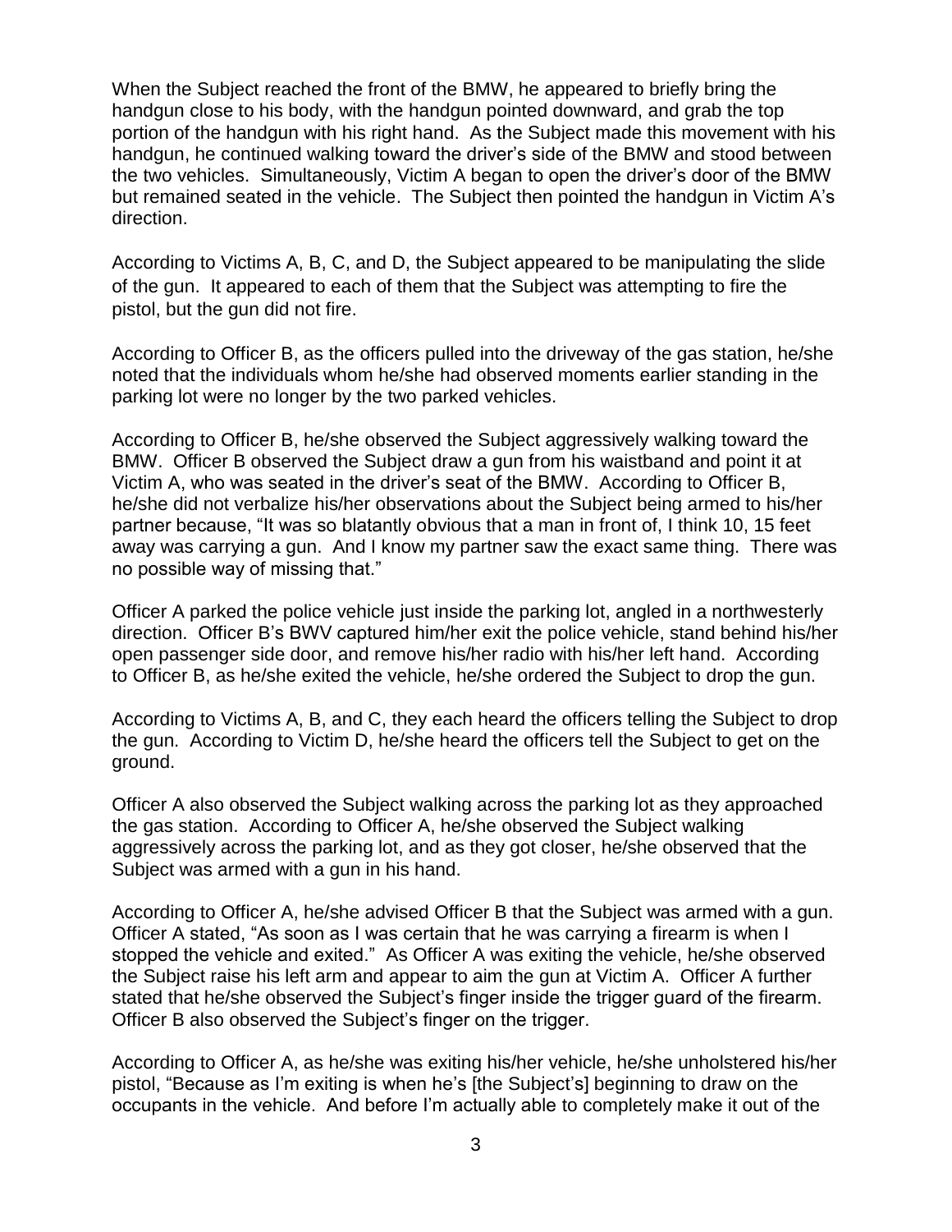When the Subject reached the front of the BMW, he appeared to briefly bring the handgun close to his body, with the handgun pointed downward, and grab the top portion of the handgun with his right hand. As the Subject made this movement with his handgun, he continued walking toward the driver's side of the BMW and stood between the two vehicles. Simultaneously, Victim A began to open the driver's door of the BMW but remained seated in the vehicle. The Subject then pointed the handgun in Victim A's direction.

According to Victims A, B, C, and D, the Subject appeared to be manipulating the slide of the gun. It appeared to each of them that the Subject was attempting to fire the pistol, but the gun did not fire.

According to Officer B, as the officers pulled into the driveway of the gas station, he/she noted that the individuals whom he/she had observed moments earlier standing in the parking lot were no longer by the two parked vehicles.

According to Officer B, he/she observed the Subject aggressively walking toward the BMW. Officer B observed the Subject draw a gun from his waistband and point it at Victim A, who was seated in the driver's seat of the BMW. According to Officer B, he/she did not verbalize his/her observations about the Subject being armed to his/her partner because, "It was so blatantly obvious that a man in front of, I think 10, 15 feet away was carrying a gun. And I know my partner saw the exact same thing. There was no possible way of missing that."

Officer A parked the police vehicle just inside the parking lot, angled in a northwesterly direction. Officer B's BWV captured him/her exit the police vehicle, stand behind his/her open passenger side door, and remove his/her radio with his/her left hand. According to Officer B, as he/she exited the vehicle, he/she ordered the Subject to drop the gun.

According to Victims A, B, and C, they each heard the officers telling the Subject to drop the gun. According to Victim D, he/she heard the officers tell the Subject to get on the ground.

Officer A also observed the Subject walking across the parking lot as they approached the gas station. According to Officer A, he/she observed the Subject walking aggressively across the parking lot, and as they got closer, he/she observed that the Subject was armed with a gun in his hand.

According to Officer A, he/she advised Officer B that the Subject was armed with a gun. Officer A stated, "As soon as I was certain that he was carrying a firearm is when I stopped the vehicle and exited." As Officer A was exiting the vehicle, he/she observed the Subject raise his left arm and appear to aim the gun at Victim A. Officer A further stated that he/she observed the Subject's finger inside the trigger guard of the firearm. Officer B also observed the Subject's finger on the trigger.

According to Officer A, as he/she was exiting his/her vehicle, he/she unholstered his/her pistol, "Because as I'm exiting is when he's [the Subject's] beginning to draw on the occupants in the vehicle. And before I'm actually able to completely make it out of the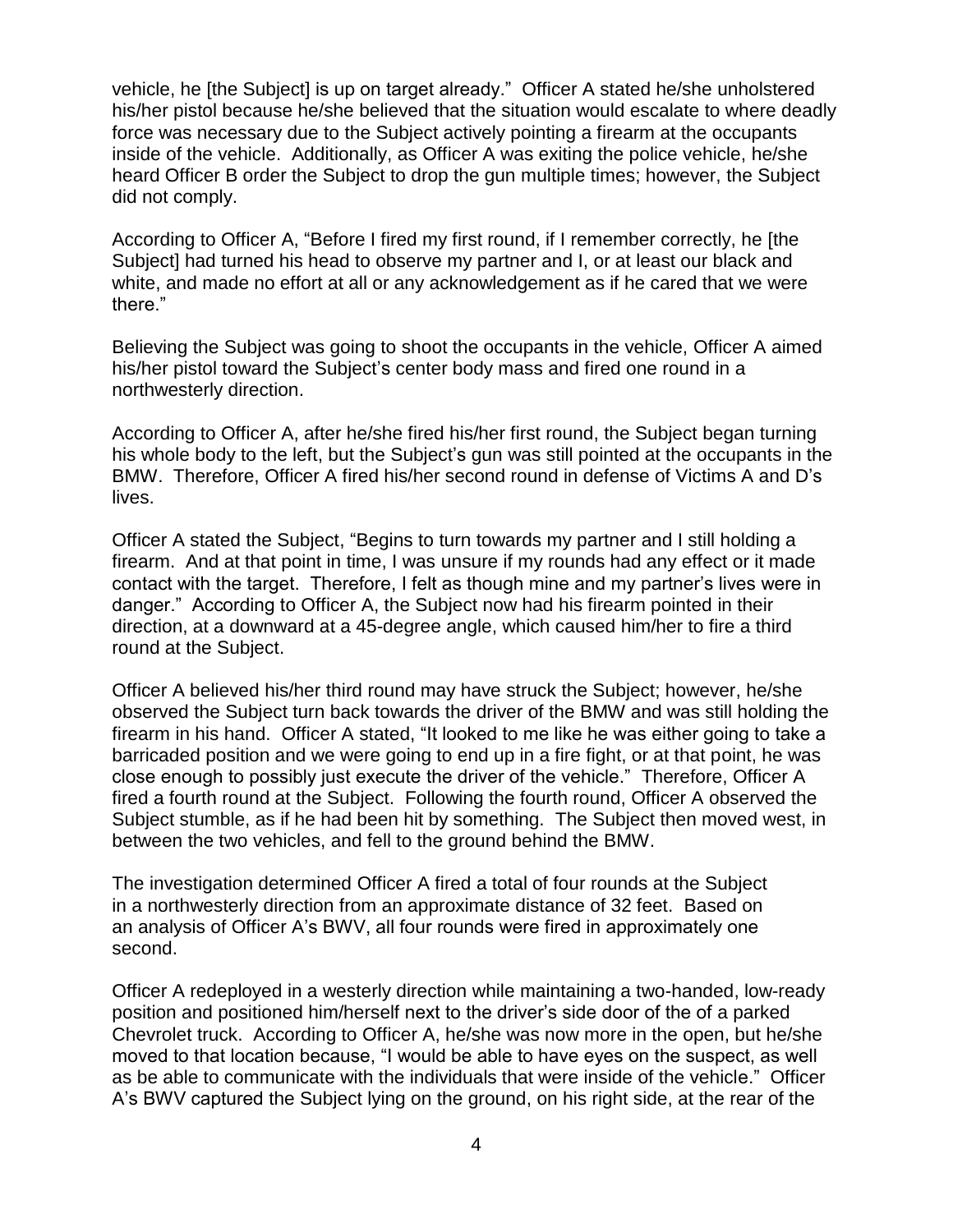vehicle, he [the Subject] is up on target already." Officer A stated he/she unholstered his/her pistol because he/she believed that the situation would escalate to where deadly force was necessary due to the Subject actively pointing a firearm at the occupants inside of the vehicle. Additionally, as Officer A was exiting the police vehicle, he/she heard Officer B order the Subject to drop the gun multiple times; however, the Subject did not comply.

According to Officer A, "Before I fired my first round, if I remember correctly, he [the Subject] had turned his head to observe my partner and I, or at least our black and white, and made no effort at all or any acknowledgement as if he cared that we were there."

Believing the Subject was going to shoot the occupants in the vehicle, Officer A aimed his/her pistol toward the Subject's center body mass and fired one round in a northwesterly direction.

According to Officer A, after he/she fired his/her first round, the Subject began turning his whole body to the left, but the Subject's gun was still pointed at the occupants in the BMW. Therefore, Officer A fired his/her second round in defense of Victims A and D's lives.

Officer A stated the Subject, "Begins to turn towards my partner and I still holding a firearm. And at that point in time, I was unsure if my rounds had any effect or it made contact with the target. Therefore, I felt as though mine and my partner's lives were in danger." According to Officer A, the Subject now had his firearm pointed in their direction, at a downward at a 45-degree angle, which caused him/her to fire a third round at the Subject.

Officer A believed his/her third round may have struck the Subject; however, he/she observed the Subject turn back towards the driver of the BMW and was still holding the firearm in his hand. Officer A stated, "It looked to me like he was either going to take a barricaded position and we were going to end up in a fire fight, or at that point, he was close enough to possibly just execute the driver of the vehicle." Therefore, Officer A fired a fourth round at the Subject. Following the fourth round, Officer A observed the Subject stumble, as if he had been hit by something. The Subject then moved west, in between the two vehicles, and fell to the ground behind the BMW.

The investigation determined Officer A fired a total of four rounds at the Subject in a northwesterly direction from an approximate distance of 32 feet. Based on an analysis of Officer A's BWV, all four rounds were fired in approximately one second.

Officer A redeployed in a westerly direction while maintaining a two-handed, low-ready position and positioned him/herself next to the driver's side door of the of a parked Chevrolet truck. According to Officer A, he/she was now more in the open, but he/she moved to that location because, "I would be able to have eyes on the suspect, as well as be able to communicate with the individuals that were inside of the vehicle." Officer A's BWV captured the Subject lying on the ground, on his right side, at the rear of the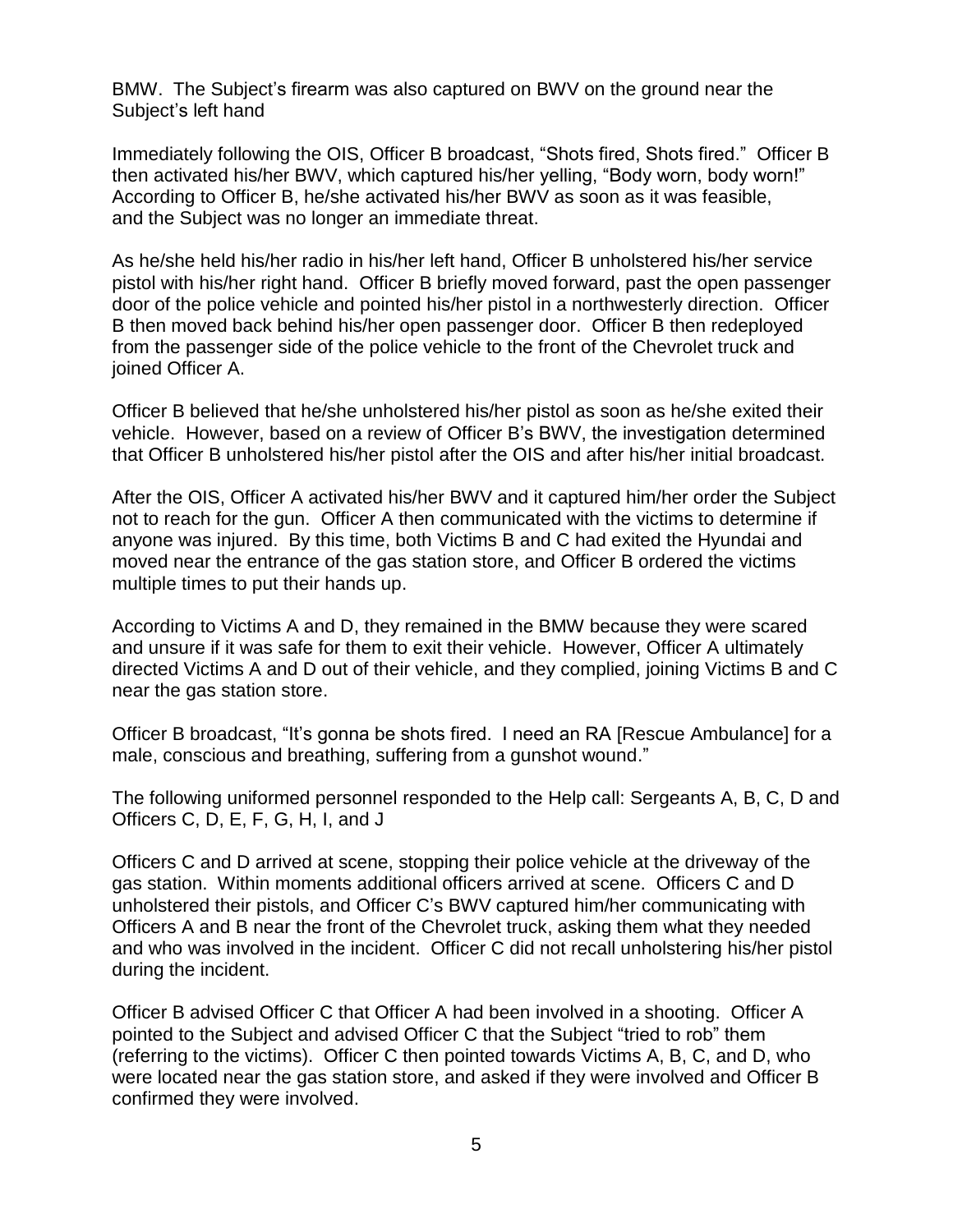BMW. The Subject's firearm was also captured on BWV on the ground near the Subject's left hand

Immediately following the OIS, Officer B broadcast, "Shots fired, Shots fired." Officer B then activated his/her BWV, which captured his/her yelling, "Body worn, body worn!" According to Officer B, he/she activated his/her BWV as soon as it was feasible, and the Subject was no longer an immediate threat.

As he/she held his/her radio in his/her left hand, Officer B unholstered his/her service pistol with his/her right hand. Officer B briefly moved forward, past the open passenger door of the police vehicle and pointed his/her pistol in a northwesterly direction. Officer B then moved back behind his/her open passenger door. Officer B then redeployed from the passenger side of the police vehicle to the front of the Chevrolet truck and joined Officer A.

Officer B believed that he/she unholstered his/her pistol as soon as he/she exited their vehicle. However, based on a review of Officer B's BWV, the investigation determined that Officer B unholstered his/her pistol after the OIS and after his/her initial broadcast.

After the OIS, Officer A activated his/her BWV and it captured him/her order the Subject not to reach for the gun. Officer A then communicated with the victims to determine if anyone was injured. By this time, both Victims B and C had exited the Hyundai and moved near the entrance of the gas station store, and Officer B ordered the victims multiple times to put their hands up.

According to Victims A and D, they remained in the BMW because they were scared and unsure if it was safe for them to exit their vehicle. However, Officer A ultimately directed Victims A and D out of their vehicle, and they complied, joining Victims B and C near the gas station store.

Officer B broadcast, "It's gonna be shots fired. I need an RA [Rescue Ambulance] for a male, conscious and breathing, suffering from a gunshot wound."

The following uniformed personnel responded to the Help call: Sergeants A, B, C, D and Officers C, D, E, F, G, H, I, and J

Officers C and D arrived at scene, stopping their police vehicle at the driveway of the gas station. Within moments additional officers arrived at scene. Officers C and D unholstered their pistols, and Officer C's BWV captured him/her communicating with Officers A and B near the front of the Chevrolet truck, asking them what they needed and who was involved in the incident. Officer C did not recall unholstering his/her pistol during the incident.

Officer B advised Officer C that Officer A had been involved in a shooting. Officer A pointed to the Subject and advised Officer C that the Subject "tried to rob" them (referring to the victims). Officer C then pointed towards Victims A, B, C, and D, who were located near the gas station store, and asked if they were involved and Officer B confirmed they were involved.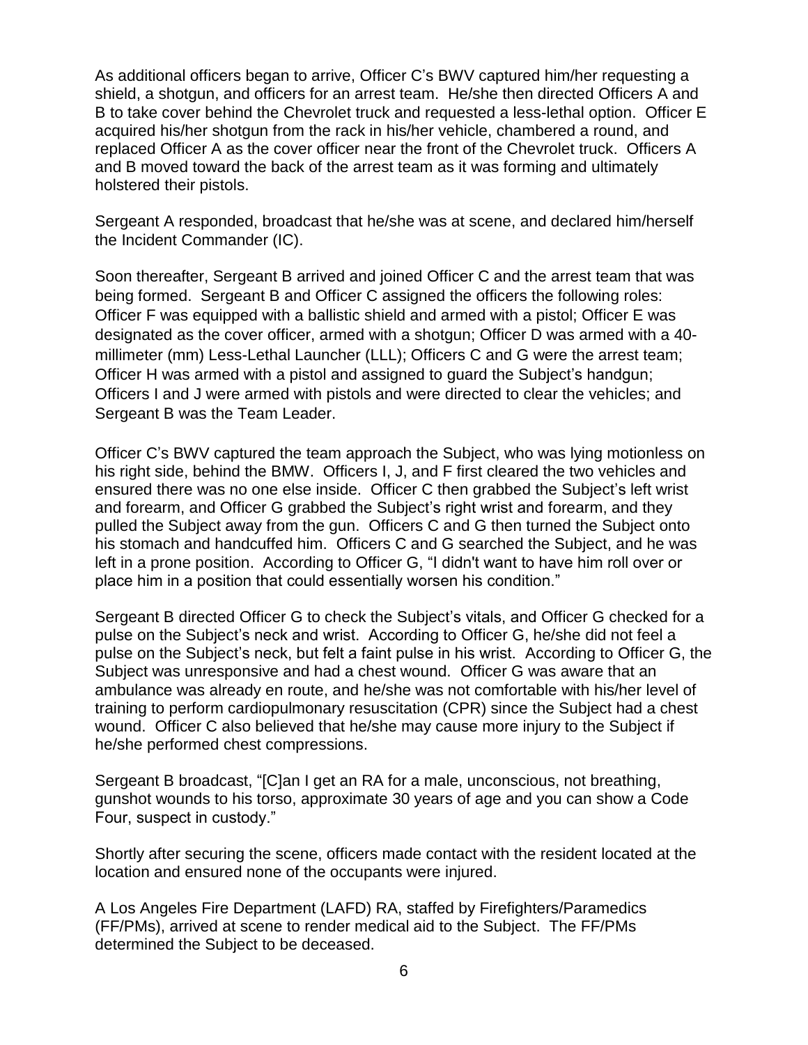As additional officers began to arrive, Officer C's BWV captured him/her requesting a shield, a shotgun, and officers for an arrest team. He/she then directed Officers A and B to take cover behind the Chevrolet truck and requested a less-lethal option. Officer E acquired his/her shotgun from the rack in his/her vehicle, chambered a round, and replaced Officer A as the cover officer near the front of the Chevrolet truck. Officers A and B moved toward the back of the arrest team as it was forming and ultimately holstered their pistols.

Sergeant A responded, broadcast that he/she was at scene, and declared him/herself the Incident Commander (IC).

Soon thereafter, Sergeant B arrived and joined Officer C and the arrest team that was being formed. Sergeant B and Officer C assigned the officers the following roles: Officer F was equipped with a ballistic shield and armed with a pistol; Officer E was designated as the cover officer, armed with a shotgun; Officer D was armed with a 40-millimeter (mm) Less-Lethal Launcher (LLL); Officers C and G were the arrest team; Officer H was armed with a pistol and assigned to guard the Subject's handgun; Officers I and J were armed with pistols and were directed to clear the vehicles; and Sergeant B was the Team Leader.

Officer C's BWV captured the team approach the Subject, who was lying motionless on his right side, behind the BMW. Officers I, J, and F first cleared the two vehicles and ensured there was no one else inside. Officer C then grabbed the Subject's left wrist and forearm, and Officer G grabbed the Subject's right wrist and forearm, and they pulled the Subject away from the gun. Officers C and G then turned the Subject onto his stomach and handcuffed him. Officers C and G searched the Subject, and he was left in a prone position. According to Officer G, "I didn't want to have him roll over or place him in a position that could essentially worsen his condition."

Sergeant B directed Officer G to check the Subject's vitals, and Officer G checked for a pulse on the Subject's neck and wrist. According to Officer G, he/she did not feel a pulse on the Subject's neck, but felt a faint pulse in his wrist. According to Officer G, the Subject was unresponsive and had a chest wound. Officer G was aware that an ambulance was already en route, and he/she was not comfortable with his/her level of training to perform cardiopulmonary resuscitation (CPR) since the Subject had a chest wound. Officer C also believed that he/she may cause more injury to the Subject if he/she performed chest compressions.

Sergeant B broadcast, "[C]an I get an RA for a male, unconscious, not breathing, gunshot wounds to his torso, approximate 30 years of age and you can show a Code Four, suspect in custody."

Shortly after securing the scene, officers made contact with the resident located at the location and ensured none of the occupants were injured.

A Los Angeles Fire Department (LAFD) RA, staffed by Firefighters/Paramedics (FF/PMs), arrived at scene to render medical aid to the Subject. The FF/PMs determined the Subject to be deceased.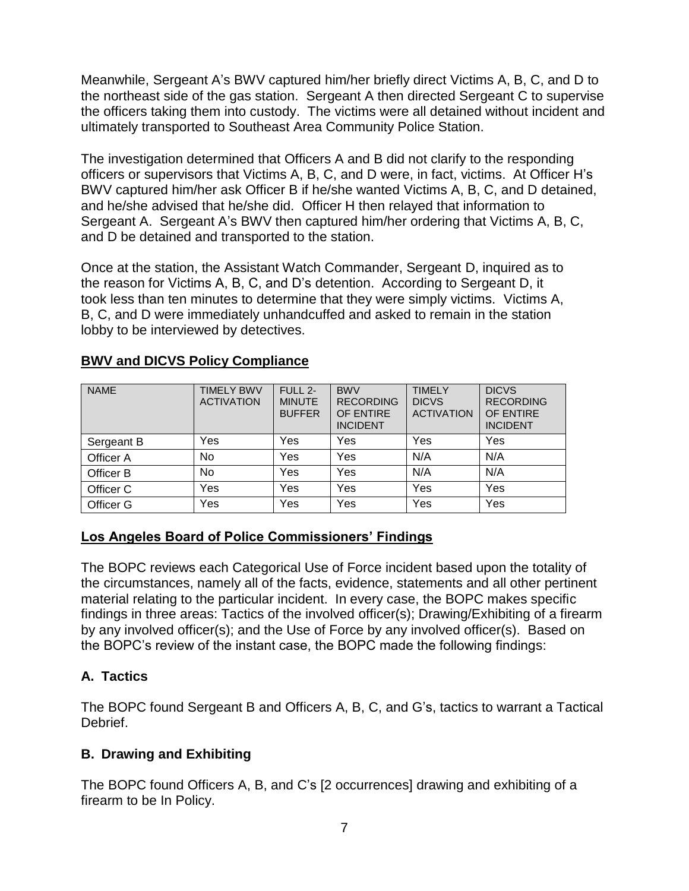Meanwhile, Sergeant A's BWV captured him/her briefly direct Victims A, B, C, and D to the northeast side of the gas station. Sergeant A then directed Sergeant C to supervise the officers taking them into custody. The victims were all detained without incident and ultimately transported to Southeast Area Community Police Station.

The investigation determined that Officers A and B did not clarify to the responding officers or supervisors that Victims A, B, C, and D were, in fact, victims. At Officer H's BWV captured him/her ask Officer B if he/she wanted Victims A, B, C, and D detained, and he/she advised that he/she did. Officer H then relayed that information to Sergeant A. Sergeant A's BWV then captured him/her ordering that Victims A, B, C, and D be detained and transported to the station.

Once at the station, the Assistant Watch Commander, Sergeant D, inquired as to the reason for Victims A, B, C, and D's detention. According to Sergeant D, it took less than ten minutes to determine that they were simply victims. Victims A, B, C, and D were immediately unhandcuffed and asked to remain in the station lobby to be interviewed by detectives.

## BWV and DICVS Policy Compliance

| NAME | TIMELY BWV ACTIVATION | FULL 2-MINUTE BUFFER | BWV RECORDING OF ENTIRE INCIDENT | TIMELY DICVS ACTIVATION | DICVS RECORDING OF ENTIRE INCIDENT |
|---|---|---|---|---|---|
| Sergeant B | Yes | Yes | Yes | Yes | Yes |
| Officer A | No | Yes | Yes | N/A | N/A |
| Officer B | No | Yes | Yes | N/A | N/A |
| Officer C | Yes | Yes | Yes | Yes | Yes |
| Officer G | Yes | Yes | Yes | Yes | Yes |

## Los Angeles Board of Police Commissioners' Findings

The BOPC reviews each Categorical Use of Force incident based upon the totality of the circumstances, namely all of the facts, evidence, statements and all other pertinent material relating to the particular incident. In every case, the BOPC makes specific findings in three areas: Tactics of the involved officer(s); Drawing/Exhibiting of a firearm by any involved officer(s); and the Use of Force by any involved officer(s). Based on the BOPC's review of the instant case, the BOPC made the following findings:

### A. Tactics

The BOPC found Sergeant B and Officers A, B, C, and G's, tactics to warrant a Tactical Debrief.

### B. Drawing and Exhibiting

The BOPC found Officers A, B, and C's [2 occurrences] drawing and exhibiting of a firearm to be In Policy.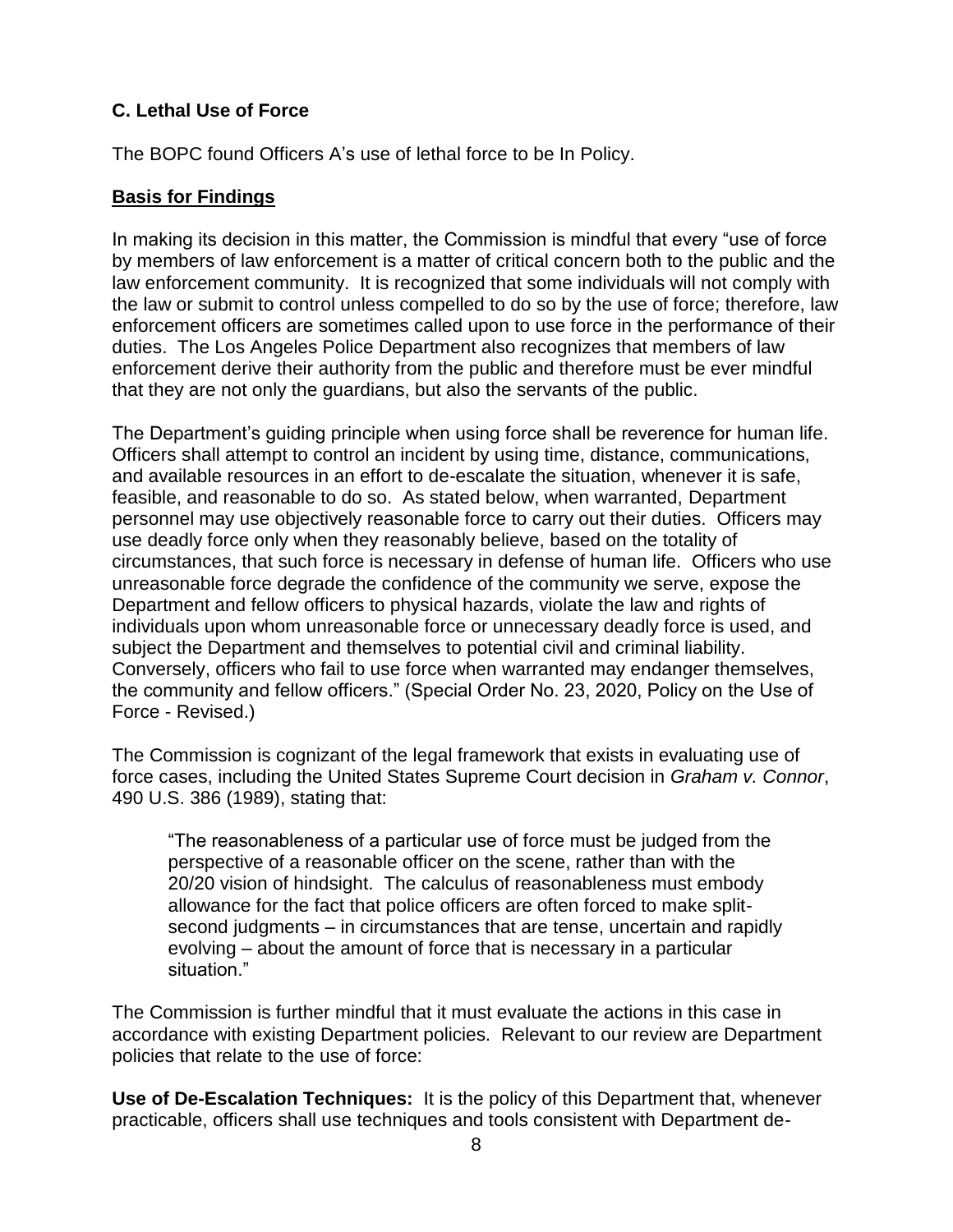**C. Lethal Use of Force**

The BOPC found Officers A's use of lethal force to be In Policy.

**Basis for Findings**

In making its decision in this matter, the Commission is mindful that every "use of force by members of law enforcement is a matter of critical concern both to the public and the law enforcement community. It is recognized that some individuals will not comply with the law or submit to control unless compelled to do so by the use of force; therefore, law enforcement officers are sometimes called upon to use force in the performance of their duties. The Los Angeles Police Department also recognizes that members of law enforcement derive their authority from the public and therefore must be ever mindful that they are not only the guardians, but also the servants of the public.

The Department's guiding principle when using force shall be reverence for human life. Officers shall attempt to control an incident by using time, distance, communications, and available resources in an effort to de-escalate the situation, whenever it is safe, feasible, and reasonable to do so. As stated below, when warranted, Department personnel may use objectively reasonable force to carry out their duties. Officers may use deadly force only when they reasonably believe, based on the totality of circumstances, that such force is necessary in defense of human life. Officers who use unreasonable force degrade the confidence of the community we serve, expose the Department and fellow officers to physical hazards, violate the law and rights of individuals upon whom unreasonable force or unnecessary deadly force is used, and subject the Department and themselves to potential civil and criminal liability. Conversely, officers who fail to use force when warranted may endanger themselves, the community and fellow officers." (Special Order No. 23, 2020, Policy on the Use of Force - Revised.)

The Commission is cognizant of the legal framework that exists in evaluating use of force cases, including the United States Supreme Court decision in *Graham v. Connor*, 490 U.S. 386 (1989), stating that:

> "The reasonableness of a particular use of force must be judged from the perspective of a reasonable officer on the scene, rather than with the 20/20 vision of hindsight. The calculus of reasonableness must embody allowance for the fact that police officers are often forced to make split-second judgments – in circumstances that are tense, uncertain and rapidly evolving – about the amount of force that is necessary in a particular situation."

The Commission is further mindful that it must evaluate the actions in this case in accordance with existing Department policies. Relevant to our review are Department policies that relate to the use of force:

**Use of De-Escalation Techniques:** It is the policy of this Department that, whenever practicable, officers shall use techniques and tools consistent with Department de-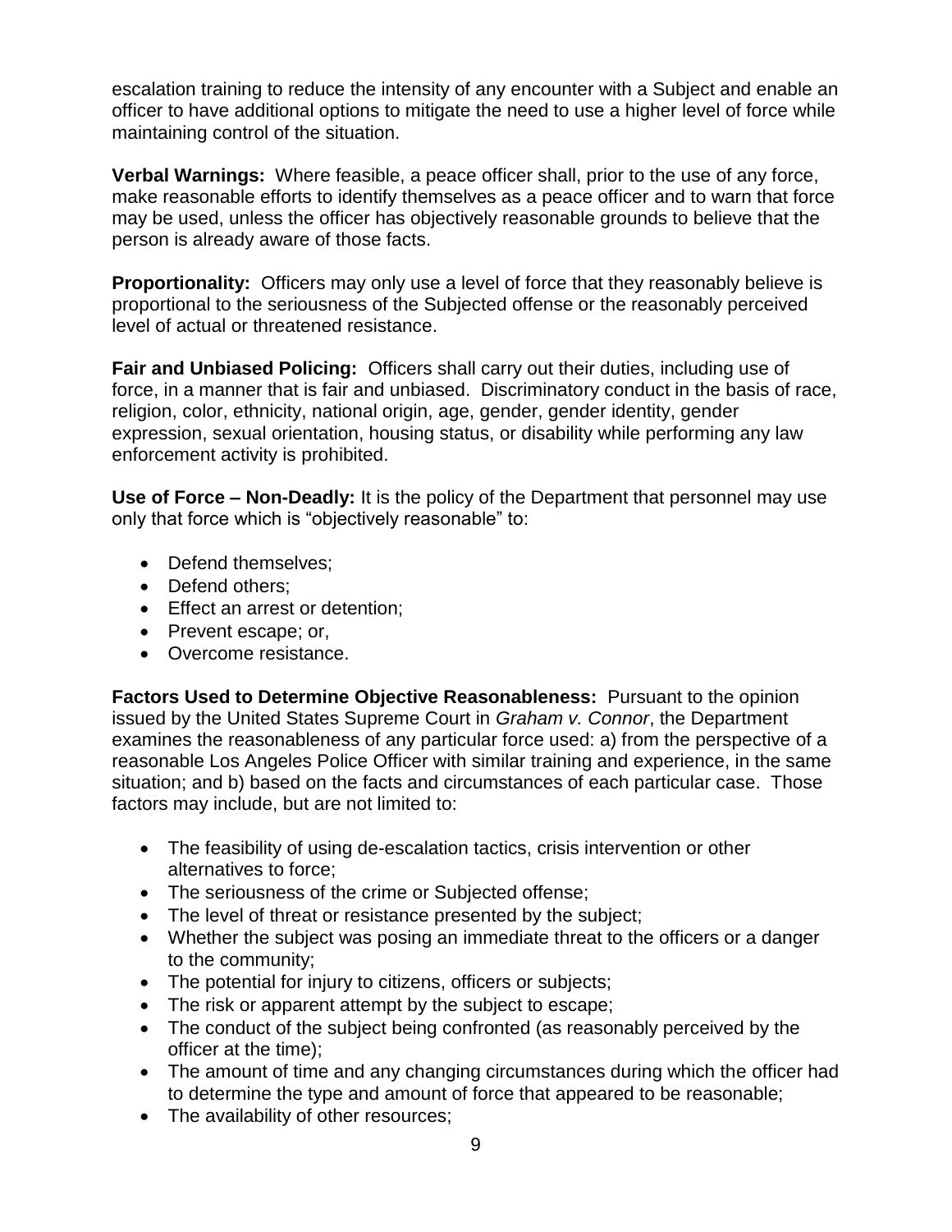escalation training to reduce the intensity of any encounter with a Subject and enable an officer to have additional options to mitigate the need to use a higher level of force while maintaining control of the situation.

**Verbal Warnings:** Where feasible, a peace officer shall, prior to the use of any force, make reasonable efforts to identify themselves as a peace officer and to warn that force may be used, unless the officer has objectively reasonable grounds to believe that the person is already aware of those facts.

**Proportionality:** Officers may only use a level of force that they reasonably believe is proportional to the seriousness of the Subjected offense or the reasonably perceived level of actual or threatened resistance.

**Fair and Unbiased Policing:** Officers shall carry out their duties, including use of force, in a manner that is fair and unbiased. Discriminatory conduct in the basis of race, religion, color, ethnicity, national origin, age, gender, gender identity, gender expression, sexual orientation, housing status, or disability while performing any law enforcement activity is prohibited.

**Use of Force – Non-Deadly:** It is the policy of the Department that personnel may use only that force which is "objectively reasonable" to:

- Defend themselves;
- Defend others;
- Effect an arrest or detention;
- Prevent escape; or,
- Overcome resistance.

**Factors Used to Determine Objective Reasonableness:** Pursuant to the opinion issued by the United States Supreme Court in *Graham v. Connor*, the Department examines the reasonableness of any particular force used: a) from the perspective of a reasonable Los Angeles Police Officer with similar training and experience, in the same situation; and b) based on the facts and circumstances of each particular case. Those factors may include, but are not limited to:

- The feasibility of using de-escalation tactics, crisis intervention or other alternatives to force;
- The seriousness of the crime or Subjected offense;
- The level of threat or resistance presented by the subject;
- Whether the subject was posing an immediate threat to the officers or a danger to the community;
- The potential for injury to citizens, officers or subjects;
- The risk or apparent attempt by the subject to escape;
- The conduct of the subject being confronted (as reasonably perceived by the officer at the time);
- The amount of time and any changing circumstances during which the officer had to determine the type and amount of force that appeared to be reasonable;
- The availability of other resources;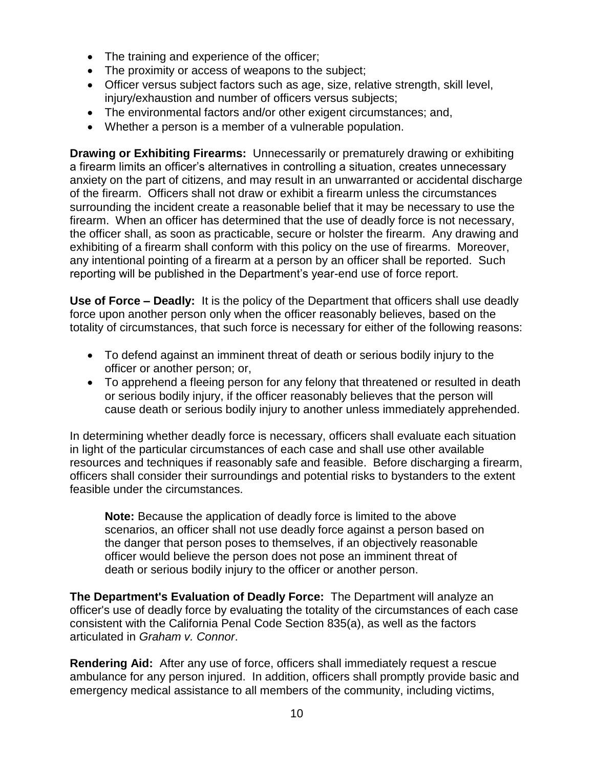- The training and experience of the officer;
- The proximity or access of weapons to the subject;
- Officer versus subject factors such as age, size, relative strength, skill level, injury/exhaustion and number of officers versus subjects;
- The environmental factors and/or other exigent circumstances; and,
- Whether a person is a member of a vulnerable population.

**Drawing or Exhibiting Firearms:** Unnecessarily or prematurely drawing or exhibiting a firearm limits an officer's alternatives in controlling a situation, creates unnecessary anxiety on the part of citizens, and may result in an unwarranted or accidental discharge of the firearm. Officers shall not draw or exhibit a firearm unless the circumstances surrounding the incident create a reasonable belief that it may be necessary to use the firearm. When an officer has determined that the use of deadly force is not necessary, the officer shall, as soon as practicable, secure or holster the firearm. Any drawing and exhibiting of a firearm shall conform with this policy on the use of firearms. Moreover, any intentional pointing of a firearm at a person by an officer shall be reported. Such reporting will be published in the Department's year-end use of force report.

**Use of Force – Deadly:** It is the policy of the Department that officers shall use deadly force upon another person only when the officer reasonably believes, based on the totality of circumstances, that such force is necessary for either of the following reasons:

- To defend against an imminent threat of death or serious bodily injury to the officer or another person; or,
- To apprehend a fleeing person for any felony that threatened or resulted in death or serious bodily injury, if the officer reasonably believes that the person will cause death or serious bodily injury to another unless immediately apprehended.

In determining whether deadly force is necessary, officers shall evaluate each situation in light of the particular circumstances of each case and shall use other available resources and techniques if reasonably safe and feasible. Before discharging a firearm, officers shall consider their surroundings and potential risks to bystanders to the extent feasible under the circumstances.

> **Note:** Because the application of deadly force is limited to the above scenarios, an officer shall not use deadly force against a person based on the danger that person poses to themselves, if an objectively reasonable officer would believe the person does not pose an imminent threat of death or serious bodily injury to the officer or another person.

**The Department's Evaluation of Deadly Force:** The Department will analyze an officer's use of deadly force by evaluating the totality of the circumstances of each case consistent with the California Penal Code Section 835(a), as well as the factors articulated in *Graham v. Connor*.

**Rendering Aid:** After any use of force, officers shall immediately request a rescue ambulance for any person injured. In addition, officers shall promptly provide basic and emergency medical assistance to all members of the community, including victims,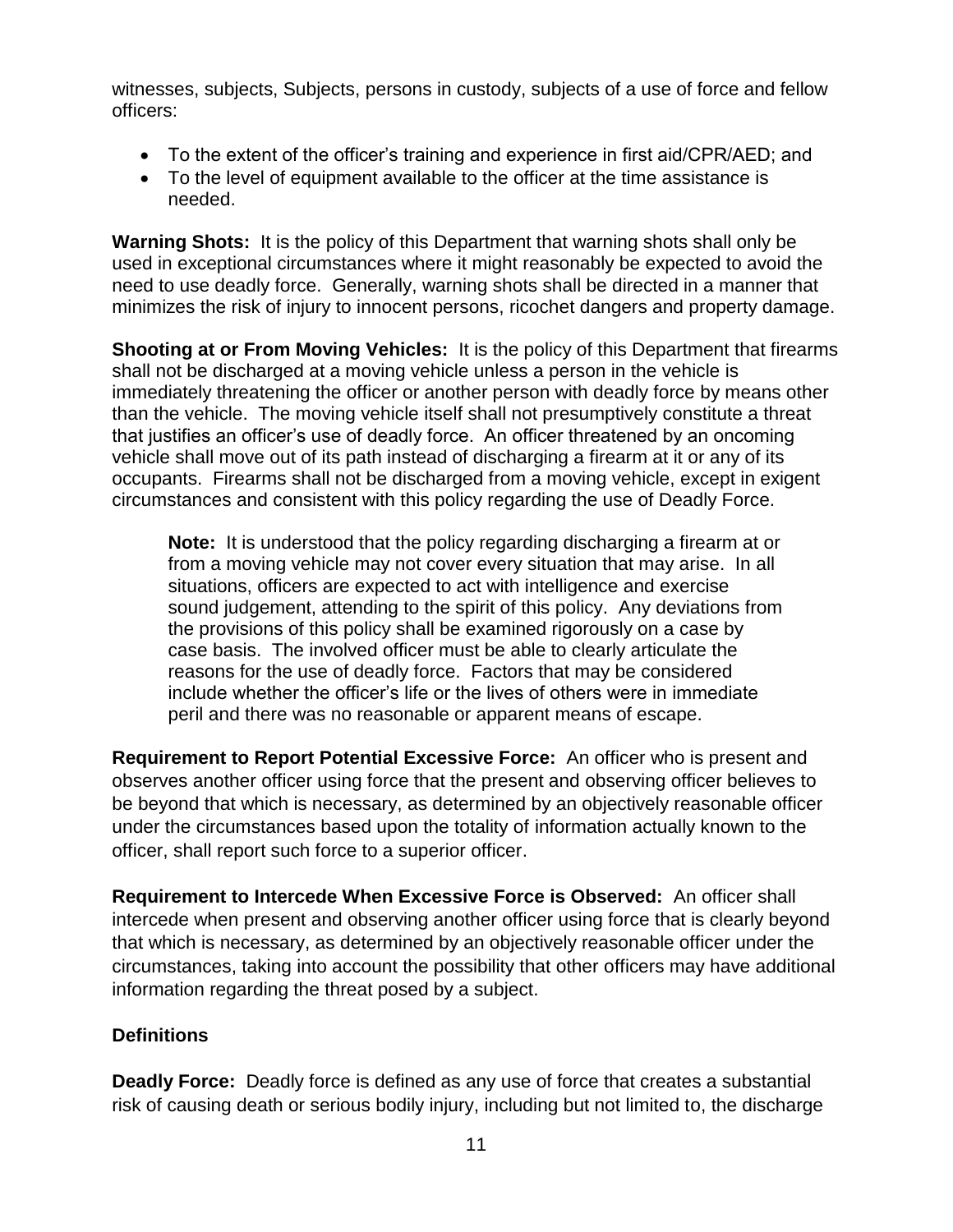witnesses, subjects, Subjects, persons in custody, subjects of a use of force and fellow officers:

- To the extent of the officer's training and experience in first aid/CPR/AED; and
- To the level of equipment available to the officer at the time assistance is needed.

**Warning Shots:** It is the policy of this Department that warning shots shall only be used in exceptional circumstances where it might reasonably be expected to avoid the need to use deadly force. Generally, warning shots shall be directed in a manner that minimizes the risk of injury to innocent persons, ricochet dangers and property damage.

**Shooting at or From Moving Vehicles:** It is the policy of this Department that firearms shall not be discharged at a moving vehicle unless a person in the vehicle is immediately threatening the officer or another person with deadly force by means other than the vehicle. The moving vehicle itself shall not presumptively constitute a threat that justifies an officer's use of deadly force. An officer threatened by an oncoming vehicle shall move out of its path instead of discharging a firearm at it or any of its occupants. Firearms shall not be discharged from a moving vehicle, except in exigent circumstances and consistent with this policy regarding the use of Deadly Force.

> **Note:** It is understood that the policy regarding discharging a firearm at or from a moving vehicle may not cover every situation that may arise. In all situations, officers are expected to act with intelligence and exercise sound judgement, attending to the spirit of this policy. Any deviations from the provisions of this policy shall be examined rigorously on a case by case basis. The involved officer must be able to clearly articulate the reasons for the use of deadly force. Factors that may be considered include whether the officer's life or the lives of others were in immediate peril and there was no reasonable or apparent means of escape.

**Requirement to Report Potential Excessive Force:** An officer who is present and observes another officer using force that the present and observing officer believes to be beyond that which is necessary, as determined by an objectively reasonable officer under the circumstances based upon the totality of information actually known to the officer, shall report such force to a superior officer.

**Requirement to Intercede When Excessive Force is Observed:** An officer shall intercede when present and observing another officer using force that is clearly beyond that which is necessary, as determined by an objectively reasonable officer under the circumstances, taking into account the possibility that other officers may have additional information regarding the threat posed by a subject.

### Definitions

**Deadly Force:** Deadly force is defined as any use of force that creates a substantial risk of causing death or serious bodily injury, including but not limited to, the discharge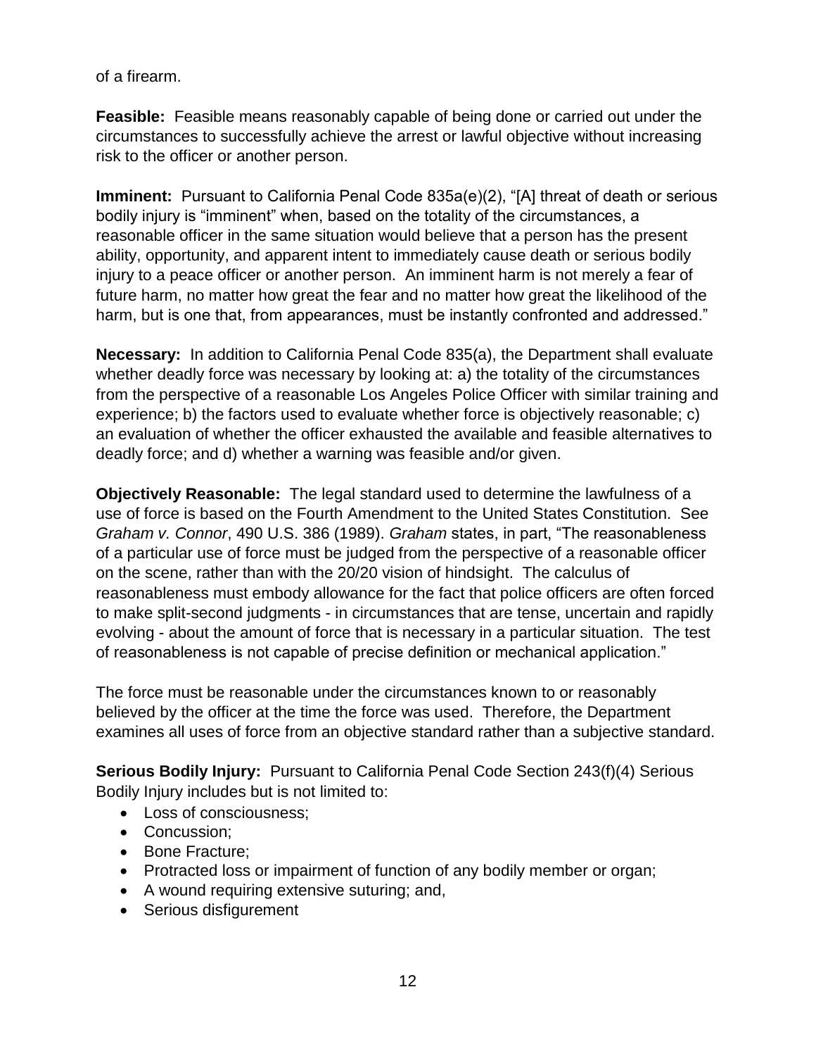of a firearm.

**Feasible:** Feasible means reasonably capable of being done or carried out under the circumstances to successfully achieve the arrest or lawful objective without increasing risk to the officer or another person.

**Imminent:** Pursuant to California Penal Code 835a(e)(2), "[A] threat of death or serious bodily injury is "imminent" when, based on the totality of the circumstances, a reasonable officer in the same situation would believe that a person has the present ability, opportunity, and apparent intent to immediately cause death or serious bodily injury to a peace officer or another person. An imminent harm is not merely a fear of future harm, no matter how great the fear and no matter how great the likelihood of the harm, but is one that, from appearances, must be instantly confronted and addressed."

**Necessary:** In addition to California Penal Code 835(a), the Department shall evaluate whether deadly force was necessary by looking at: a) the totality of the circumstances from the perspective of a reasonable Los Angeles Police Officer with similar training and experience; b) the factors used to evaluate whether force is objectively reasonable; c) an evaluation of whether the officer exhausted the available and feasible alternatives to deadly force; and d) whether a warning was feasible and/or given.

**Objectively Reasonable:** The legal standard used to determine the lawfulness of a use of force is based on the Fourth Amendment to the United States Constitution. See *Graham v. Connor*, 490 U.S. 386 (1989). *Graham* states, in part, "The reasonableness of a particular use of force must be judged from the perspective of a reasonable officer on the scene, rather than with the 20/20 vision of hindsight. The calculus of reasonableness must embody allowance for the fact that police officers are often forced to make split-second judgments - in circumstances that are tense, uncertain and rapidly evolving - about the amount of force that is necessary in a particular situation. The test of reasonableness is not capable of precise definition or mechanical application."

The force must be reasonable under the circumstances known to or reasonably believed by the officer at the time the force was used. Therefore, the Department examines all uses of force from an objective standard rather than a subjective standard.

**Serious Bodily Injury:** Pursuant to California Penal Code Section 243(f)(4) Serious Bodily Injury includes but is not limited to:

- Loss of consciousness;
- Concussion;
- Bone Fracture;
- Protracted loss or impairment of function of any bodily member or organ;
- A wound requiring extensive suturing; and,
- Serious disfigurement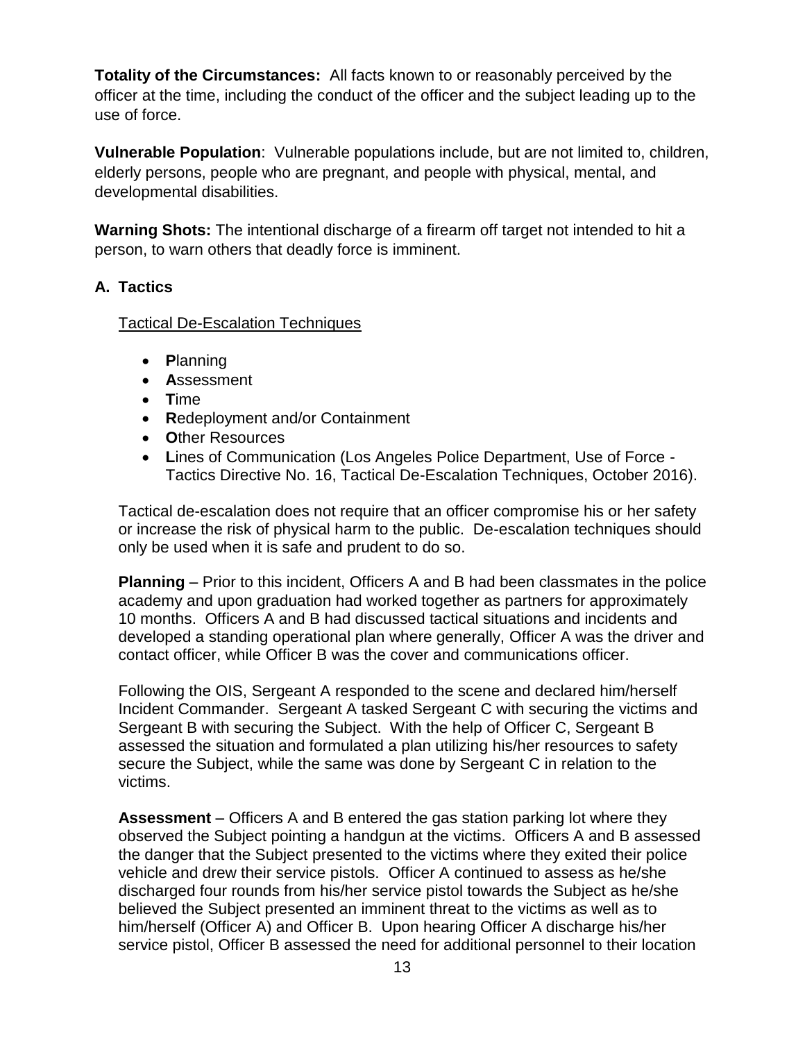**Totality of the Circumstances:** All facts known to or reasonably perceived by the officer at the time, including the conduct of the officer and the subject leading up to the use of force.

**Vulnerable Population**: Vulnerable populations include, but are not limited to, children, elderly persons, people who are pregnant, and people with physical, mental, and developmental disabilities.

**Warning Shots:** The intentional discharge of a firearm off target not intended to hit a person, to warn others that deadly force is imminent.

## A. Tactics

Tactical De-Escalation Techniques

- **P**lanning
- **A**ssessment
- **T**ime
- **R**edeployment and/or Containment
- **O**ther Resources
- **L**ines of Communication (Los Angeles Police Department, Use of Force - Tactics Directive No. 16, Tactical De-Escalation Techniques, October 2016).

Tactical de-escalation does not require that an officer compromise his or her safety or increase the risk of physical harm to the public. De-escalation techniques should only be used when it is safe and prudent to do so.

**Planning** – Prior to this incident, Officers A and B had been classmates in the police academy and upon graduation had worked together as partners for approximately 10 months. Officers A and B had discussed tactical situations and incidents and developed a standing operational plan where generally, Officer A was the driver and contact officer, while Officer B was the cover and communications officer.

Following the OIS, Sergeant A responded to the scene and declared him/herself Incident Commander. Sergeant A tasked Sergeant C with securing the victims and Sergeant B with securing the Subject. With the help of Officer C, Sergeant B assessed the situation and formulated a plan utilizing his/her resources to safety secure the Subject, while the same was done by Sergeant C in relation to the victims.

**Assessment** – Officers A and B entered the gas station parking lot where they observed the Subject pointing a handgun at the victims. Officers A and B assessed the danger that the Subject presented to the victims where they exited their police vehicle and drew their service pistols. Officer A continued to assess as he/she discharged four rounds from his/her service pistol towards the Subject as he/she believed the Subject presented an imminent threat to the victims as well as to him/herself (Officer A) and Officer B. Upon hearing Officer A discharge his/her service pistol, Officer B assessed the need for additional personnel to their location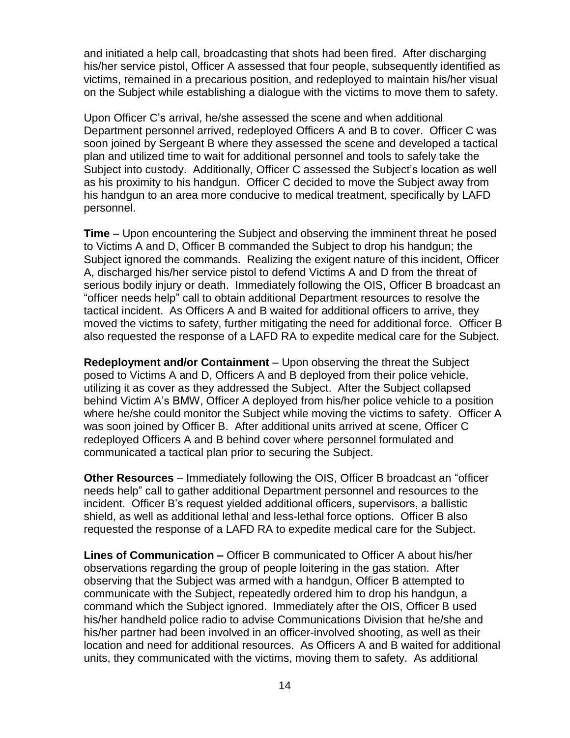and initiated a help call, broadcasting that shots had been fired. After discharging his/her service pistol, Officer A assessed that four people, subsequently identified as victims, remained in a precarious position, and redeployed to maintain his/her visual on the Subject while establishing a dialogue with the victims to move them to safety.

Upon Officer C's arrival, he/she assessed the scene and when additional Department personnel arrived, redeployed Officers A and B to cover. Officer C was soon joined by Sergeant B where they assessed the scene and developed a tactical plan and utilized time to wait for additional personnel and tools to safely take the Subject into custody. Additionally, Officer C assessed the Subject's location as well as his proximity to his handgun. Officer C decided to move the Subject away from his handgun to an area more conducive to medical treatment, specifically by LAFD personnel.

**Time** – Upon encountering the Subject and observing the imminent threat he posed to Victims A and D, Officer B commanded the Subject to drop his handgun; the Subject ignored the commands. Realizing the exigent nature of this incident, Officer A, discharged his/her service pistol to defend Victims A and D from the threat of serious bodily injury or death. Immediately following the OIS, Officer B broadcast an "officer needs help" call to obtain additional Department resources to resolve the tactical incident. As Officers A and B waited for additional officers to arrive, they moved the victims to safety, further mitigating the need for additional force. Officer B also requested the response of a LAFD RA to expedite medical care for the Subject.

**Redeployment and/or Containment** – Upon observing the threat the Subject posed to Victims A and D, Officers A and B deployed from their police vehicle, utilizing it as cover as they addressed the Subject. After the Subject collapsed behind Victim A's BMW, Officer A deployed from his/her police vehicle to a position where he/she could monitor the Subject while moving the victims to safety. Officer A was soon joined by Officer B. After additional units arrived at scene, Officer C redeployed Officers A and B behind cover where personnel formulated and communicated a tactical plan prior to securing the Subject.

**Other Resources** – Immediately following the OIS, Officer B broadcast an "officer needs help" call to gather additional Department personnel and resources to the incident. Officer B's request yielded additional officers, supervisors, a ballistic shield, as well as additional lethal and less-lethal force options. Officer B also requested the response of a LAFD RA to expedite medical care for the Subject.

**Lines of Communication –** Officer B communicated to Officer A about his/her observations regarding the group of people loitering in the gas station. After observing that the Subject was armed with a handgun, Officer B attempted to communicate with the Subject, repeatedly ordered him to drop his handgun, a command which the Subject ignored. Immediately after the OIS, Officer B used his/her handheld police radio to advise Communications Division that he/she and his/her partner had been involved in an officer-involved shooting, as well as their location and need for additional resources. As Officers A and B waited for additional units, they communicated with the victims, moving them to safety. As additional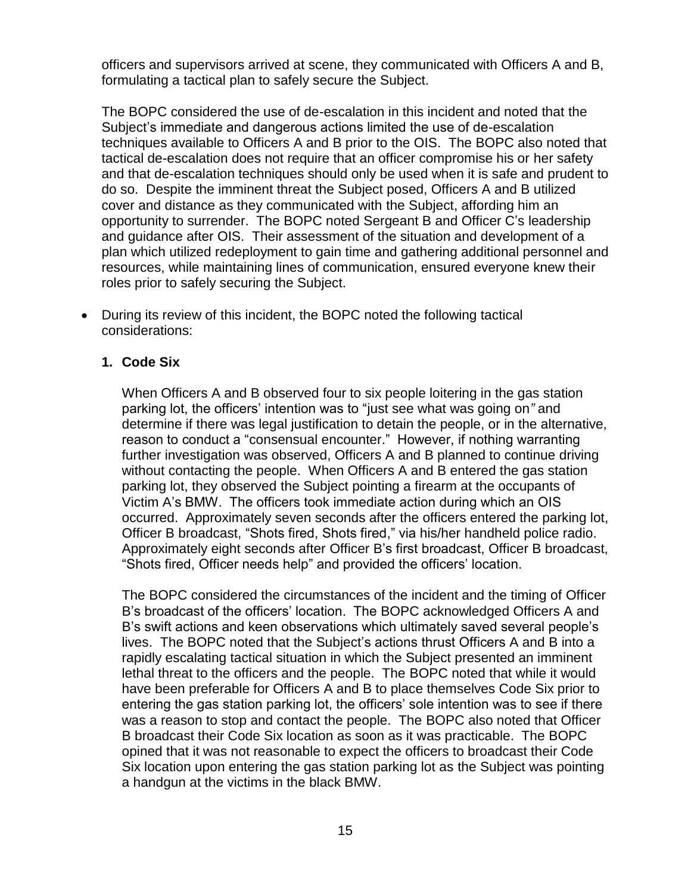officers and supervisors arrived at scene, they communicated with Officers A and B, formulating a tactical plan to safely secure the Subject.

The BOPC considered the use of de-escalation in this incident and noted that the Subject's immediate and dangerous actions limited the use of de-escalation techniques available to Officers A and B prior to the OIS. The BOPC also noted that tactical de-escalation does not require that an officer compromise his or her safety and that de-escalation techniques should only be used when it is safe and prudent to do so. Despite the imminent threat the Subject posed, Officers A and B utilized cover and distance as they communicated with the Subject, affording him an opportunity to surrender. The BOPC noted Sergeant B and Officer C's leadership and guidance after OIS. Their assessment of the situation and development of a plan which utilized redeployment to gain time and gathering additional personnel and resources, while maintaining lines of communication, ensured everyone knew their roles prior to safely securing the Subject.

- During its review of this incident, the BOPC noted the following tactical considerations:

**1. Code Six**

When Officers A and B observed four to six people loitering in the gas station parking lot, the officers' intention was to "just see what was going on" and determine if there was legal justification to detain the people, or in the alternative, reason to conduct a "consensual encounter." However, if nothing warranting further investigation was observed, Officers A and B planned to continue driving without contacting the people. When Officers A and B entered the gas station parking lot, they observed the Subject pointing a firearm at the occupants of Victim A's BMW. The officers took immediate action during which an OIS occurred. Approximately seven seconds after the officers entered the parking lot, Officer B broadcast, "Shots fired, Shots fired," via his/her handheld police radio. Approximately eight seconds after Officer B's first broadcast, Officer B broadcast, "Shots fired, Officer needs help" and provided the officers' location.

The BOPC considered the circumstances of the incident and the timing of Officer B's broadcast of the officers' location. The BOPC acknowledged Officers A and B's swift actions and keen observations which ultimately saved several people's lives. The BOPC noted that the Subject's actions thrust Officers A and B into a rapidly escalating tactical situation in which the Subject presented an imminent lethal threat to the officers and the people. The BOPC noted that while it would have been preferable for Officers A and B to place themselves Code Six prior to entering the gas station parking lot, the officers' sole intention was to see if there was a reason to stop and contact the people. The BOPC also noted that Officer B broadcast their Code Six location as soon as it was practicable. The BOPC opined that it was not reasonable to expect the officers to broadcast their Code Six location upon entering the gas station parking lot as the Subject was pointing a handgun at the victims in the black BMW.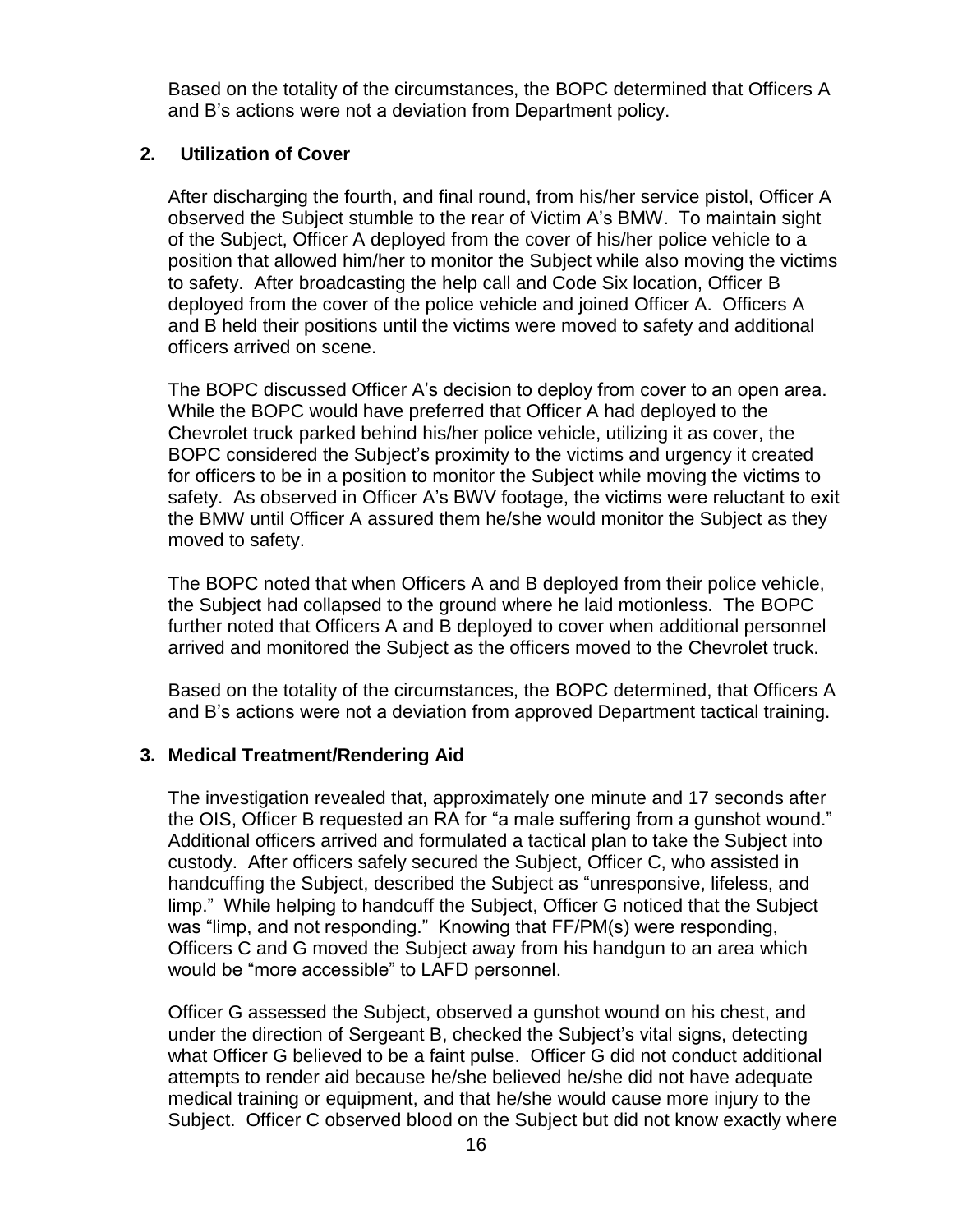Based on the totality of the circumstances, the BOPC determined that Officers A and B's actions were not a deviation from Department policy.

**2. Utilization of Cover**

After discharging the fourth, and final round, from his/her service pistol, Officer A observed the Subject stumble to the rear of Victim A's BMW. To maintain sight of the Subject, Officer A deployed from the cover of his/her police vehicle to a position that allowed him/her to monitor the Subject while also moving the victims to safety. After broadcasting the help call and Code Six location, Officer B deployed from the cover of the police vehicle and joined Officer A. Officers A and B held their positions until the victims were moved to safety and additional officers arrived on scene.

The BOPC discussed Officer A's decision to deploy from cover to an open area. While the BOPC would have preferred that Officer A had deployed to the Chevrolet truck parked behind his/her police vehicle, utilizing it as cover, the BOPC considered the Subject's proximity to the victims and urgency it created for officers to be in a position to monitor the Subject while moving the victims to safety. As observed in Officer A's BWV footage, the victims were reluctant to exit the BMW until Officer A assured them he/she would monitor the Subject as they moved to safety.

The BOPC noted that when Officers A and B deployed from their police vehicle, the Subject had collapsed to the ground where he laid motionless. The BOPC further noted that Officers A and B deployed to cover when additional personnel arrived and monitored the Subject as the officers moved to the Chevrolet truck.

Based on the totality of the circumstances, the BOPC determined, that Officers A and B's actions were not a deviation from approved Department tactical training.

**3. Medical Treatment/Rendering Aid**

The investigation revealed that, approximately one minute and 17 seconds after the OIS, Officer B requested an RA for "a male suffering from a gunshot wound." Additional officers arrived and formulated a tactical plan to take the Subject into custody. After officers safely secured the Subject, Officer C, who assisted in handcuffing the Subject, described the Subject as "unresponsive, lifeless, and limp." While helping to handcuff the Subject, Officer G noticed that the Subject was "limp, and not responding." Knowing that FF/PM(s) were responding, Officers C and G moved the Subject away from his handgun to an area which would be "more accessible" to LAFD personnel.

Officer G assessed the Subject, observed a gunshot wound on his chest, and under the direction of Sergeant B, checked the Subject's vital signs, detecting what Officer G believed to be a faint pulse. Officer G did not conduct additional attempts to render aid because he/she believed he/she did not have adequate medical training or equipment, and that he/she would cause more injury to the Subject. Officer C observed blood on the Subject but did not know exactly where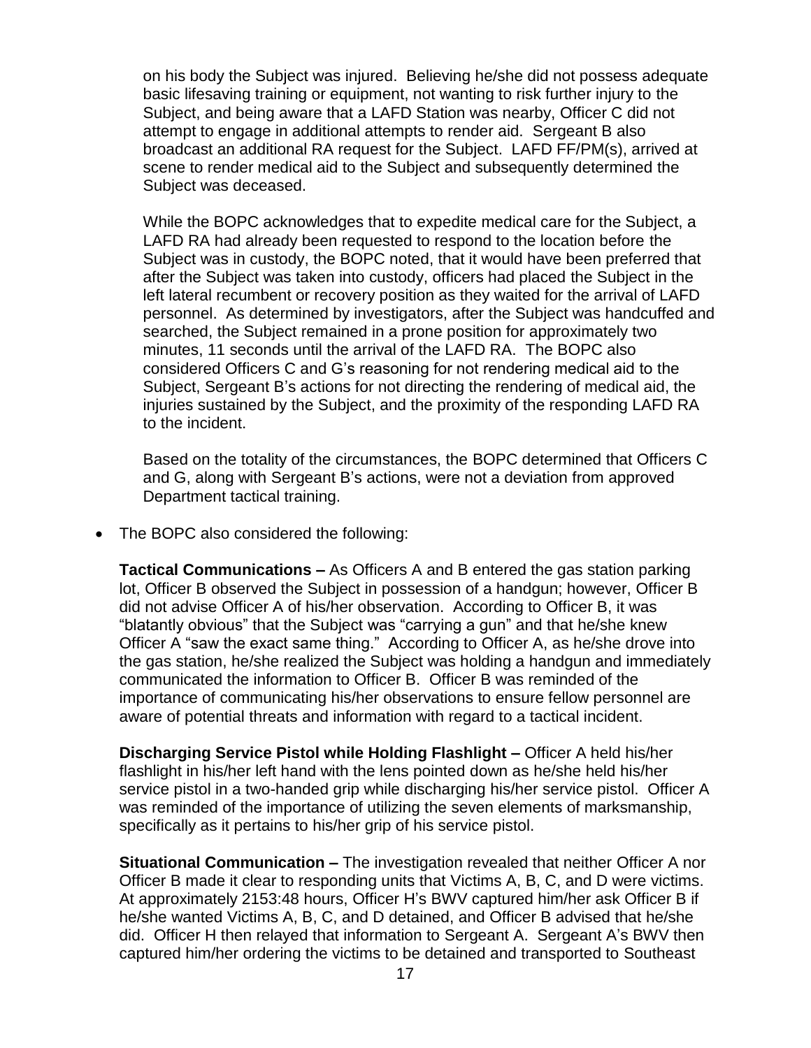on his body the Subject was injured. Believing he/she did not possess adequate basic lifesaving training or equipment, not wanting to risk further injury to the Subject, and being aware that a LAFD Station was nearby, Officer C did not attempt to engage in additional attempts to render aid. Sergeant B also broadcast an additional RA request for the Subject. LAFD FF/PM(s), arrived at scene to render medical aid to the Subject and subsequently determined the Subject was deceased.

While the BOPC acknowledges that to expedite medical care for the Subject, a LAFD RA had already been requested to respond to the location before the Subject was in custody, the BOPC noted, that it would have been preferred that after the Subject was taken into custody, officers had placed the Subject in the left lateral recumbent or recovery position as they waited for the arrival of LAFD personnel. As determined by investigators, after the Subject was handcuffed and searched, the Subject remained in a prone position for approximately two minutes, 11 seconds until the arrival of the LAFD RA. The BOPC also considered Officers C and G's reasoning for not rendering medical aid to the Subject, Sergeant B's actions for not directing the rendering of medical aid, the injuries sustained by the Subject, and the proximity of the responding LAFD RA to the incident.

Based on the totality of the circumstances, the BOPC determined that Officers C and G, along with Sergeant B's actions, were not a deviation from approved Department tactical training.

- The BOPC also considered the following:

  **Tactical Communications –** As Officers A and B entered the gas station parking lot, Officer B observed the Subject in possession of a handgun; however, Officer B did not advise Officer A of his/her observation. According to Officer B, it was "blatantly obvious" that the Subject was "carrying a gun" and that he/she knew Officer A "saw the exact same thing." According to Officer A, as he/she drove into the gas station, he/she realized the Subject was holding a handgun and immediately communicated the information to Officer B. Officer B was reminded of the importance of communicating his/her observations to ensure fellow personnel are aware of potential threats and information with regard to a tactical incident.

  **Discharging Service Pistol while Holding Flashlight –** Officer A held his/her flashlight in his/her left hand with the lens pointed down as he/she held his/her service pistol in a two-handed grip while discharging his/her service pistol. Officer A was reminded of the importance of utilizing the seven elements of marksmanship, specifically as it pertains to his/her grip of his service pistol.

  **Situational Communication –** The investigation revealed that neither Officer A nor Officer B made it clear to responding units that Victims A, B, C, and D were victims. At approximately 2153:48 hours, Officer H's BWV captured him/her ask Officer B if he/she wanted Victims A, B, C, and D detained, and Officer B advised that he/she did. Officer H then relayed that information to Sergeant A. Sergeant A's BWV then captured him/her ordering the victims to be detained and transported to Southeast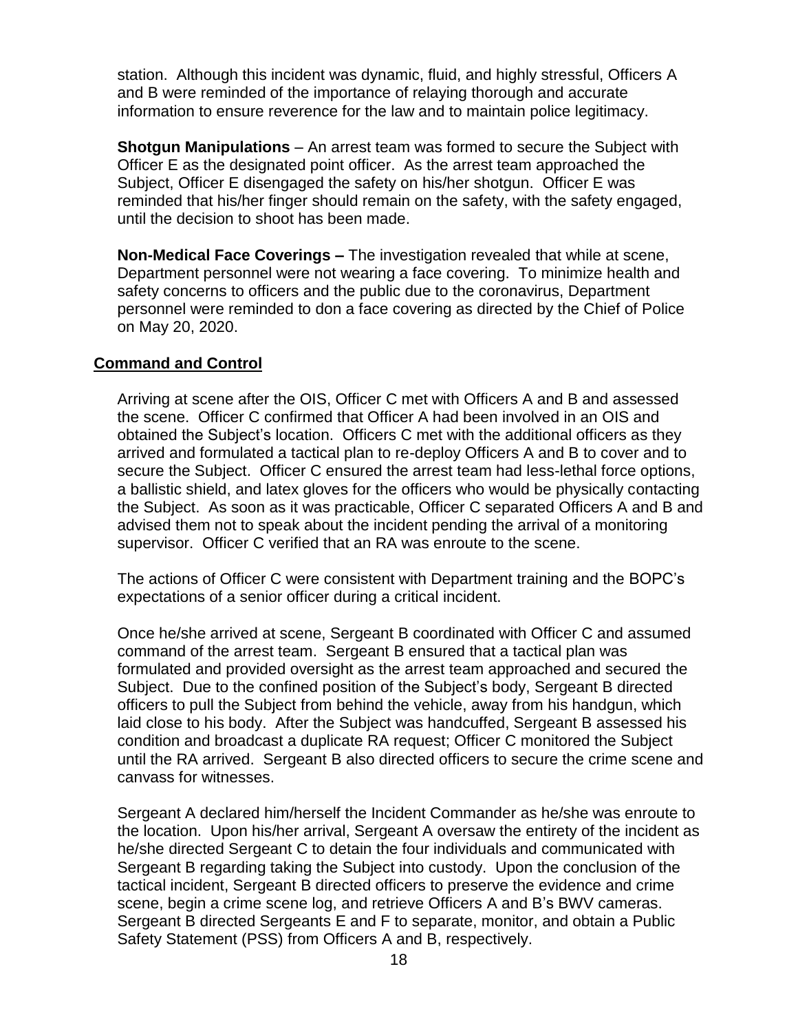station. Although this incident was dynamic, fluid, and highly stressful, Officers A and B were reminded of the importance of relaying thorough and accurate information to ensure reverence for the law and to maintain police legitimacy.

**Shotgun Manipulations** – An arrest team was formed to secure the Subject with Officer E as the designated point officer. As the arrest team approached the Subject, Officer E disengaged the safety on his/her shotgun. Officer E was reminded that his/her finger should remain on the safety, with the safety engaged, until the decision to shoot has been made.

**Non-Medical Face Coverings –** The investigation revealed that while at scene, Department personnel were not wearing a face covering. To minimize health and safety concerns to officers and the public due to the coronavirus, Department personnel were reminded to don a face covering as directed by the Chief of Police on May 20, 2020.

## Command and Control

Arriving at scene after the OIS, Officer C met with Officers A and B and assessed the scene. Officer C confirmed that Officer A had been involved in an OIS and obtained the Subject's location. Officers C met with the additional officers as they arrived and formulated a tactical plan to re-deploy Officers A and B to cover and to secure the Subject. Officer C ensured the arrest team had less-lethal force options, a ballistic shield, and latex gloves for the officers who would be physically contacting the Subject. As soon as it was practicable, Officer C separated Officers A and B and advised them not to speak about the incident pending the arrival of a monitoring supervisor. Officer C verified that an RA was enroute to the scene.

The actions of Officer C were consistent with Department training and the BOPC's expectations of a senior officer during a critical incident.

Once he/she arrived at scene, Sergeant B coordinated with Officer C and assumed command of the arrest team. Sergeant B ensured that a tactical plan was formulated and provided oversight as the arrest team approached and secured the Subject. Due to the confined position of the Subject's body, Sergeant B directed officers to pull the Subject from behind the vehicle, away from his handgun, which laid close to his body. After the Subject was handcuffed, Sergeant B assessed his condition and broadcast a duplicate RA request; Officer C monitored the Subject until the RA arrived. Sergeant B also directed officers to secure the crime scene and canvass for witnesses.

Sergeant A declared him/herself the Incident Commander as he/she was enroute to the location. Upon his/her arrival, Sergeant A oversaw the entirety of the incident as he/she directed Sergeant C to detain the four individuals and communicated with Sergeant B regarding taking the Subject into custody. Upon the conclusion of the tactical incident, Sergeant B directed officers to preserve the evidence and crime scene, begin a crime scene log, and retrieve Officers A and B's BWV cameras. Sergeant B directed Sergeants E and F to separate, monitor, and obtain a Public Safety Statement (PSS) from Officers A and B, respectively.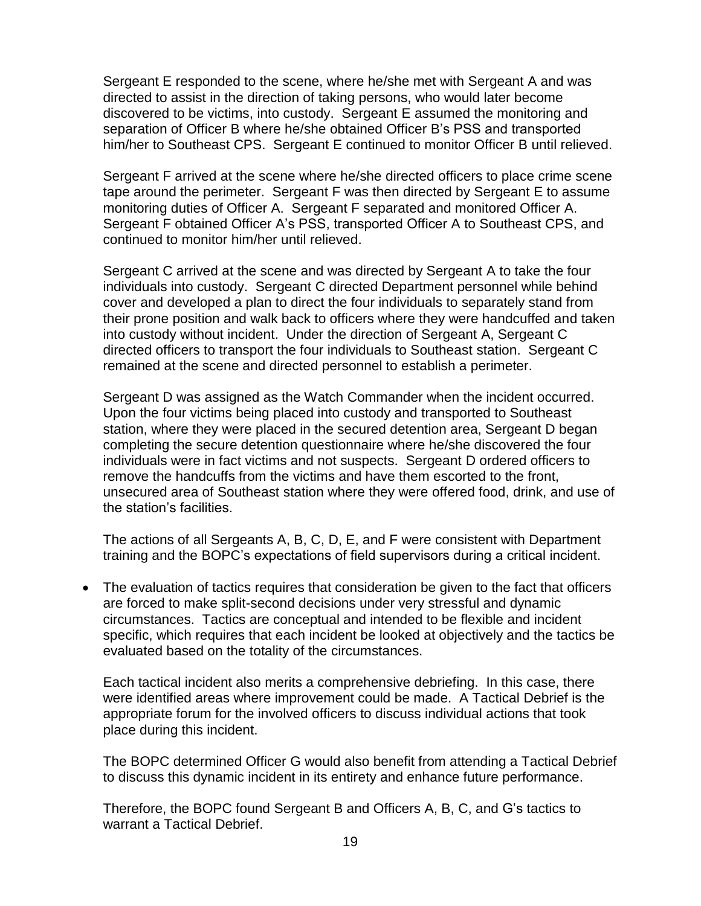Sergeant E responded to the scene, where he/she met with Sergeant A and was directed to assist in the direction of taking persons, who would later become discovered to be victims, into custody. Sergeant E assumed the monitoring and separation of Officer B where he/she obtained Officer B's PSS and transported him/her to Southeast CPS. Sergeant E continued to monitor Officer B until relieved.

Sergeant F arrived at the scene where he/she directed officers to place crime scene tape around the perimeter. Sergeant F was then directed by Sergeant E to assume monitoring duties of Officer A. Sergeant F separated and monitored Officer A. Sergeant F obtained Officer A's PSS, transported Officer A to Southeast CPS, and continued to monitor him/her until relieved.

Sergeant C arrived at the scene and was directed by Sergeant A to take the four individuals into custody. Sergeant C directed Department personnel while behind cover and developed a plan to direct the four individuals to separately stand from their prone position and walk back to officers where they were handcuffed and taken into custody without incident. Under the direction of Sergeant A, Sergeant C directed officers to transport the four individuals to Southeast station. Sergeant C remained at the scene and directed personnel to establish a perimeter.

Sergeant D was assigned as the Watch Commander when the incident occurred. Upon the four victims being placed into custody and transported to Southeast station, where they were placed in the secured detention area, Sergeant D began completing the secure detention questionnaire where he/she discovered the four individuals were in fact victims and not suspects. Sergeant D ordered officers to remove the handcuffs from the victims and have them escorted to the front, unsecured area of Southeast station where they were offered food, drink, and use of the station's facilities.

The actions of all Sergeants A, B, C, D, E, and F were consistent with Department training and the BOPC's expectations of field supervisors during a critical incident.

- The evaluation of tactics requires that consideration be given to the fact that officers are forced to make split-second decisions under very stressful and dynamic circumstances. Tactics are conceptual and intended to be flexible and incident specific, which requires that each incident be looked at objectively and the tactics be evaluated based on the totality of the circumstances.

  Each tactical incident also merits a comprehensive debriefing. In this case, there were identified areas where improvement could be made. A Tactical Debrief is the appropriate forum for the involved officers to discuss individual actions that took place during this incident.

  The BOPC determined Officer G would also benefit from attending a Tactical Debrief to discuss this dynamic incident in its entirety and enhance future performance.

  Therefore, the BOPC found Sergeant B and Officers A, B, C, and G's tactics to warrant a Tactical Debrief.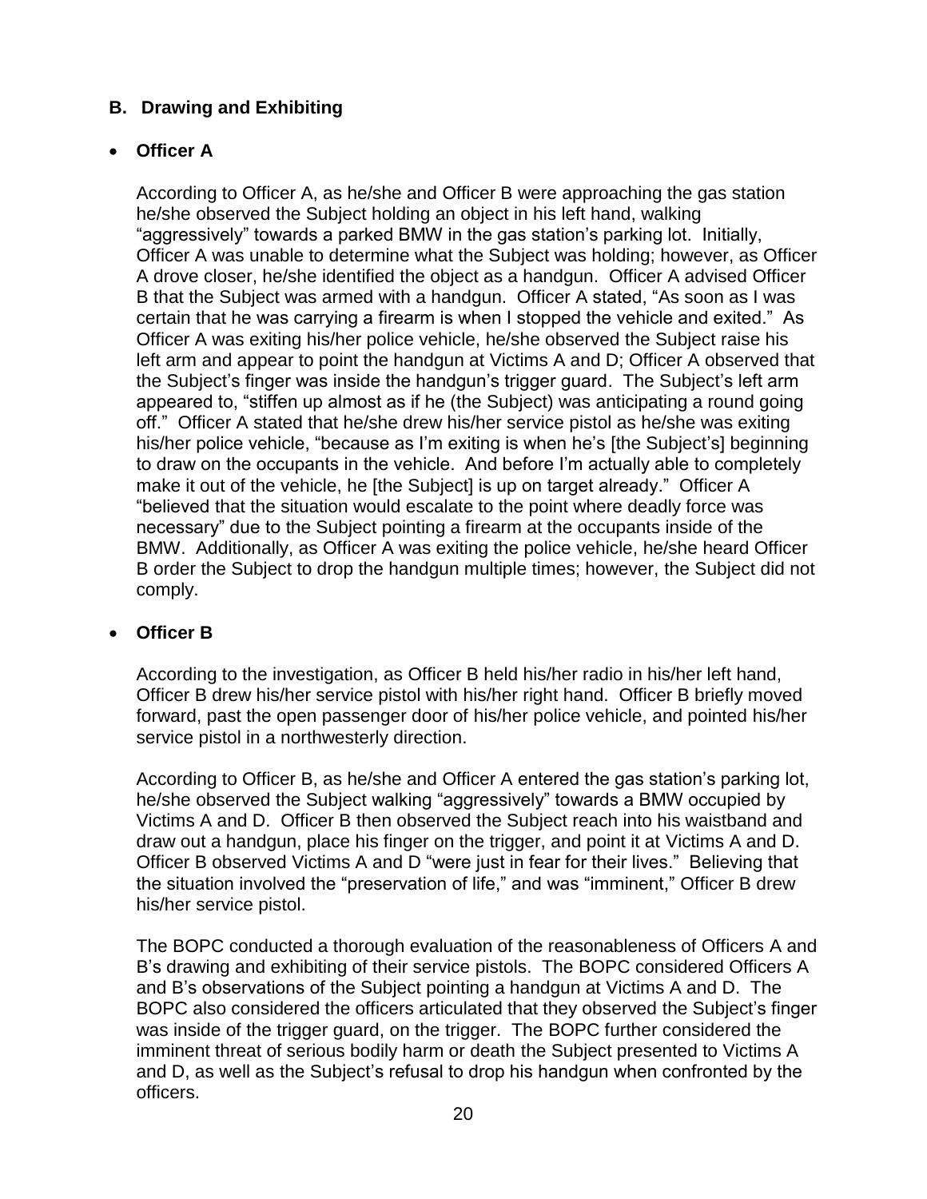### B. Drawing and Exhibiting

- **Officer A**

According to Officer A, as he/she and Officer B were approaching the gas station he/she observed the Subject holding an object in his left hand, walking "aggressively" towards a parked BMW in the gas station's parking lot. Initially, Officer A was unable to determine what the Subject was holding; however, as Officer A drove closer, he/she identified the object as a handgun. Officer A advised Officer B that the Subject was armed with a handgun. Officer A stated, "As soon as I was certain that he was carrying a firearm is when I stopped the vehicle and exited." As Officer A was exiting his/her police vehicle, he/she observed the Subject raise his left arm and appear to point the handgun at Victims A and D; Officer A observed that the Subject's finger was inside the handgun's trigger guard. The Subject's left arm appeared to, "stiffen up almost as if he (the Subject) was anticipating a round going off." Officer A stated that he/she drew his/her service pistol as he/she was exiting his/her police vehicle, "because as I'm exiting is when he's [the Subject's] beginning to draw on the occupants in the vehicle. And before I'm actually able to completely make it out of the vehicle, he [the Subject] is up on target already." Officer A "believed that the situation would escalate to the point where deadly force was necessary" due to the Subject pointing a firearm at the occupants inside of the BMW. Additionally, as Officer A was exiting the police vehicle, he/she heard Officer B order the Subject to drop the handgun multiple times; however, the Subject did not comply.

- **Officer B**

According to the investigation, as Officer B held his/her radio in his/her left hand, Officer B drew his/her service pistol with his/her right hand. Officer B briefly moved forward, past the open passenger door of his/her police vehicle, and pointed his/her service pistol in a northwesterly direction.

According to Officer B, as he/she and Officer A entered the gas station's parking lot, he/she observed the Subject walking "aggressively" towards a BMW occupied by Victims A and D. Officer B then observed the Subject reach into his waistband and draw out a handgun, place his finger on the trigger, and point it at Victims A and D. Officer B observed Victims A and D "were just in fear for their lives." Believing that the situation involved the "preservation of life," and was "imminent," Officer B drew his/her service pistol.

The BOPC conducted a thorough evaluation of the reasonableness of Officers A and B's drawing and exhibiting of their service pistols. The BOPC considered Officers A and B's observations of the Subject pointing a handgun at Victims A and D. The BOPC also considered the officers articulated that they observed the Subject's finger was inside of the trigger guard, on the trigger. The BOPC further considered the imminent threat of serious bodily harm or death the Subject presented to Victims A and D, as well as the Subject's refusal to drop his handgun when confronted by the officers.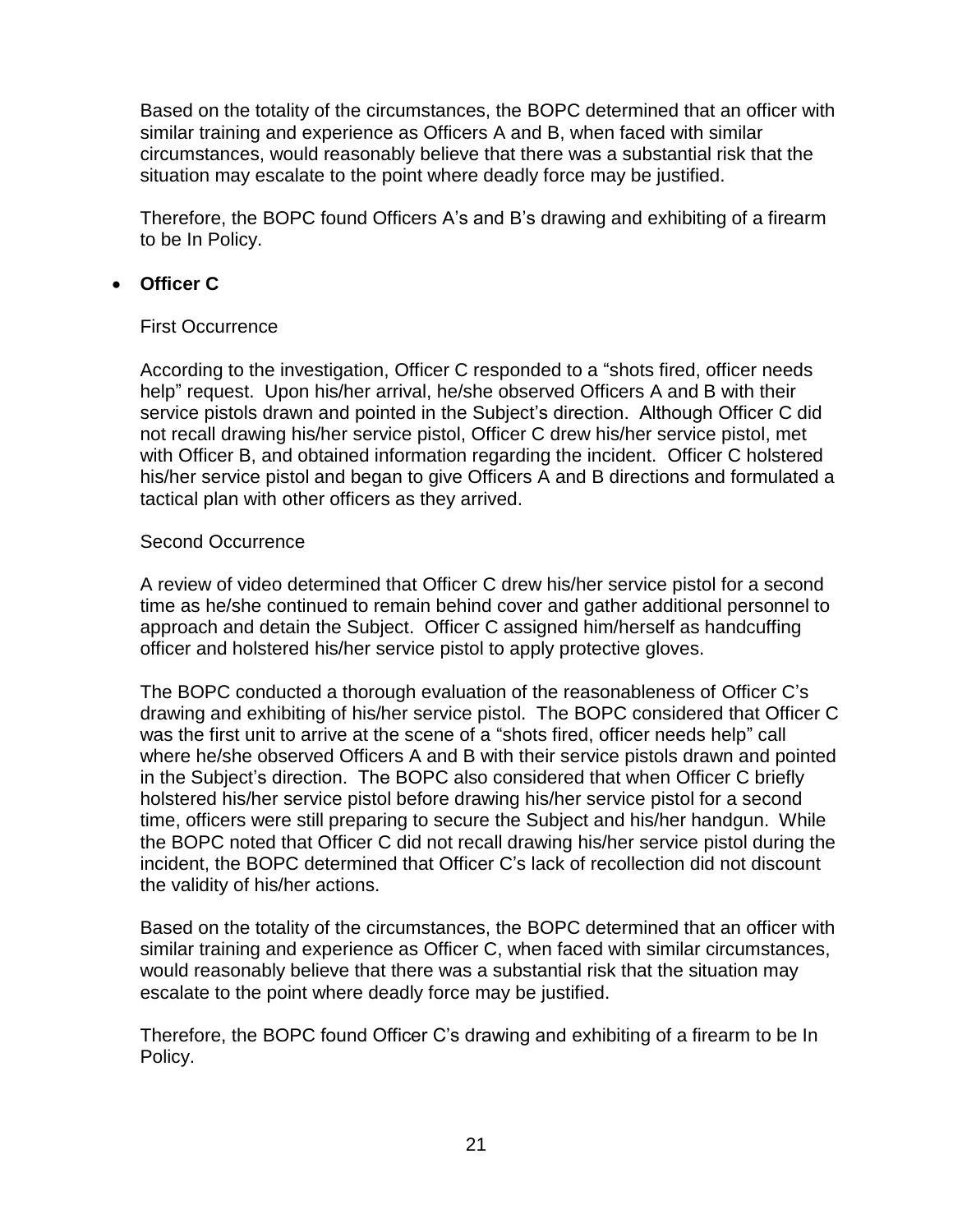Based on the totality of the circumstances, the BOPC determined that an officer with similar training and experience as Officers A and B, when faced with similar circumstances, would reasonably believe that there was a substantial risk that the situation may escalate to the point where deadly force may be justified.

Therefore, the BOPC found Officers A's and B's drawing and exhibiting of a firearm to be In Policy.

- **Officer C**

First Occurrence

According to the investigation, Officer C responded to a "shots fired, officer needs help" request. Upon his/her arrival, he/she observed Officers A and B with their service pistols drawn and pointed in the Subject's direction. Although Officer C did not recall drawing his/her service pistol, Officer C drew his/her service pistol, met with Officer B, and obtained information regarding the incident. Officer C holstered his/her service pistol and began to give Officers A and B directions and formulated a tactical plan with other officers as they arrived.

Second Occurrence

A review of video determined that Officer C drew his/her service pistol for a second time as he/she continued to remain behind cover and gather additional personnel to approach and detain the Subject. Officer C assigned him/herself as handcuffing officer and holstered his/her service pistol to apply protective gloves.

The BOPC conducted a thorough evaluation of the reasonableness of Officer C's drawing and exhibiting of his/her service pistol. The BOPC considered that Officer C was the first unit to arrive at the scene of a "shots fired, officer needs help" call where he/she observed Officers A and B with their service pistols drawn and pointed in the Subject's direction. The BOPC also considered that when Officer C briefly holstered his/her service pistol before drawing his/her service pistol for a second time, officers were still preparing to secure the Subject and his/her handgun. While the BOPC noted that Officer C did not recall drawing his/her service pistol during the incident, the BOPC determined that Officer C's lack of recollection did not discount the validity of his/her actions.

Based on the totality of the circumstances, the BOPC determined that an officer with similar training and experience as Officer C, when faced with similar circumstances, would reasonably believe that there was a substantial risk that the situation may escalate to the point where deadly force may be justified.

Therefore, the BOPC found Officer C's drawing and exhibiting of a firearm to be In Policy.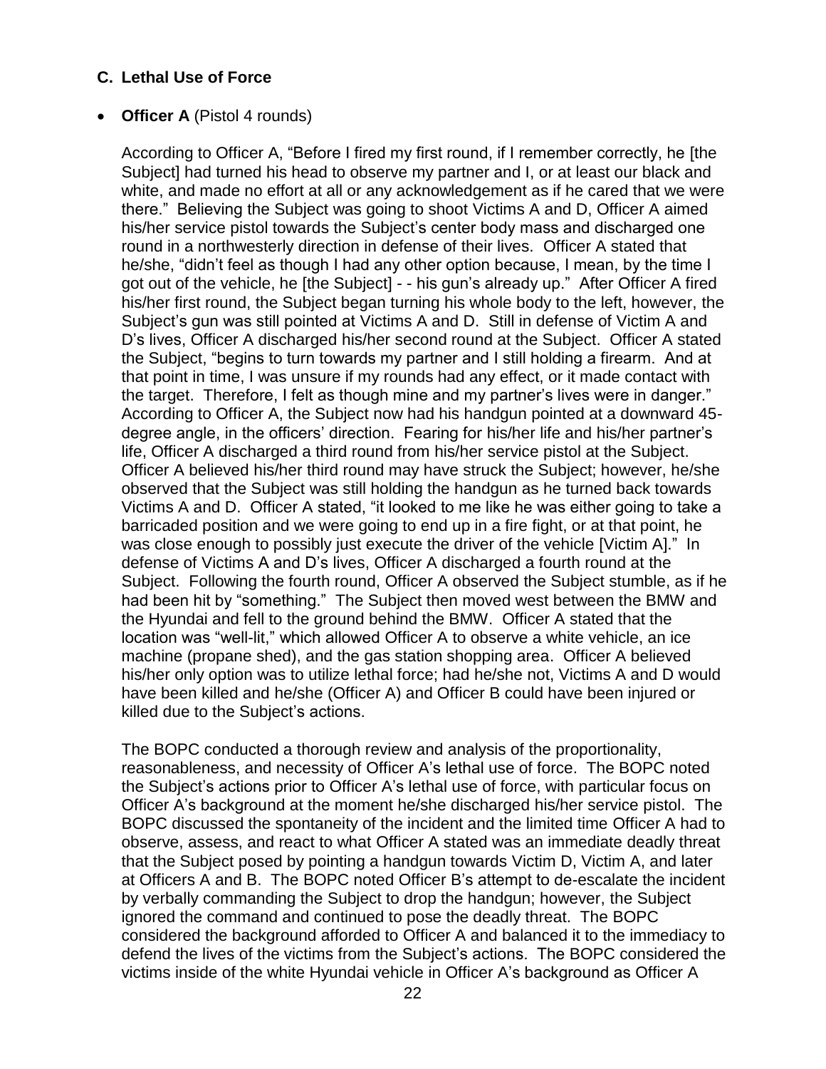### C. Lethal Use of Force

- **Officer A** (Pistol 4 rounds)

  According to Officer A, "Before I fired my first round, if I remember correctly, he [the Subject] had turned his head to observe my partner and I, or at least our black and white, and made no effort at all or any acknowledgement as if he cared that we were there." Believing the Subject was going to shoot Victims A and D, Officer A aimed his/her service pistol towards the Subject's center body mass and discharged one round in a northwesterly direction in defense of their lives. Officer A stated that he/she, "didn't feel as though I had any other option because, I mean, by the time I got out of the vehicle, he [the Subject] - - his gun's already up." After Officer A fired his/her first round, the Subject began turning his whole body to the left, however, the Subject's gun was still pointed at Victims A and D. Still in defense of Victim A and D's lives, Officer A discharged his/her second round at the Subject. Officer A stated the Subject, "begins to turn towards my partner and I still holding a firearm. And at that point in time, I was unsure if my rounds had any effect, or it made contact with the target. Therefore, I felt as though mine and my partner's lives were in danger." According to Officer A, the Subject now had his handgun pointed at a downward 45-degree angle, in the officers' direction. Fearing for his/her life and his/her partner's life, Officer A discharged a third round from his/her service pistol at the Subject. Officer A believed his/her third round may have struck the Subject; however, he/she observed that the Subject was still holding the handgun as he turned back towards Victims A and D. Officer A stated, "it looked to me like he was either going to take a barricaded position and we were going to end up in a fire fight, or at that point, he was close enough to possibly just execute the driver of the vehicle [Victim A]." In defense of Victims A and D's lives, Officer A discharged a fourth round at the Subject. Following the fourth round, Officer A observed the Subject stumble, as if he had been hit by "something." The Subject then moved west between the BMW and the Hyundai and fell to the ground behind the BMW. Officer A stated that the location was "well-lit," which allowed Officer A to observe a white vehicle, an ice machine (propane shed), and the gas station shopping area. Officer A believed his/her only option was to utilize lethal force; had he/she not, Victims A and D would have been killed and he/she (Officer A) and Officer B could have been injured or killed due to the Subject's actions.

  The BOPC conducted a thorough review and analysis of the proportionality, reasonableness, and necessity of Officer A's lethal use of force. The BOPC noted the Subject's actions prior to Officer A's lethal use of force, with particular focus on Officer A's background at the moment he/she discharged his/her service pistol. The BOPC discussed the spontaneity of the incident and the limited time Officer A had to observe, assess, and react to what Officer A stated was an immediate deadly threat that the Subject posed by pointing a handgun towards Victim D, Victim A, and later at Officers A and B. The BOPC noted Officer B's attempt to de-escalate the incident by verbally commanding the Subject to drop the handgun; however, the Subject ignored the command and continued to pose the deadly threat. The BOPC considered the background afforded to Officer A and balanced it to the immediacy to defend the lives of the victims from the Subject's actions. The BOPC considered the victims inside of the white Hyundai vehicle in Officer A's background as Officer A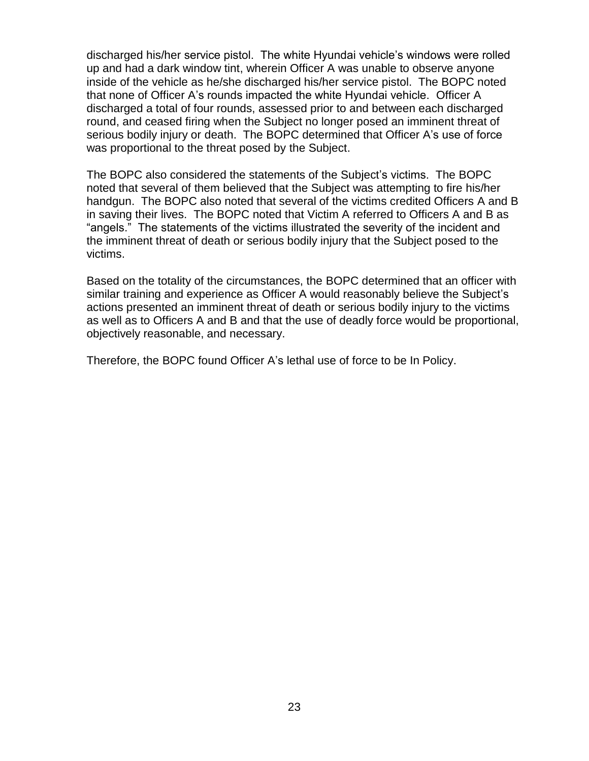discharged his/her service pistol. The white Hyundai vehicle's windows were rolled up and had a dark window tint, wherein Officer A was unable to observe anyone inside of the vehicle as he/she discharged his/her service pistol. The BOPC noted that none of Officer A's rounds impacted the white Hyundai vehicle. Officer A discharged a total of four rounds, assessed prior to and between each discharged round, and ceased firing when the Subject no longer posed an imminent threat of serious bodily injury or death. The BOPC determined that Officer A's use of force was proportional to the threat posed by the Subject.

The BOPC also considered the statements of the Subject's victims. The BOPC noted that several of them believed that the Subject was attempting to fire his/her handgun. The BOPC also noted that several of the victims credited Officers A and B in saving their lives. The BOPC noted that Victim A referred to Officers A and B as "angels." The statements of the victims illustrated the severity of the incident and the imminent threat of death or serious bodily injury that the Subject posed to the victims.

Based on the totality of the circumstances, the BOPC determined that an officer with similar training and experience as Officer A would reasonably believe the Subject's actions presented an imminent threat of death or serious bodily injury to the victims as well as to Officers A and B and that the use of deadly force would be proportional, objectively reasonable, and necessary.

Therefore, the BOPC found Officer A's lethal use of force to be In Policy.